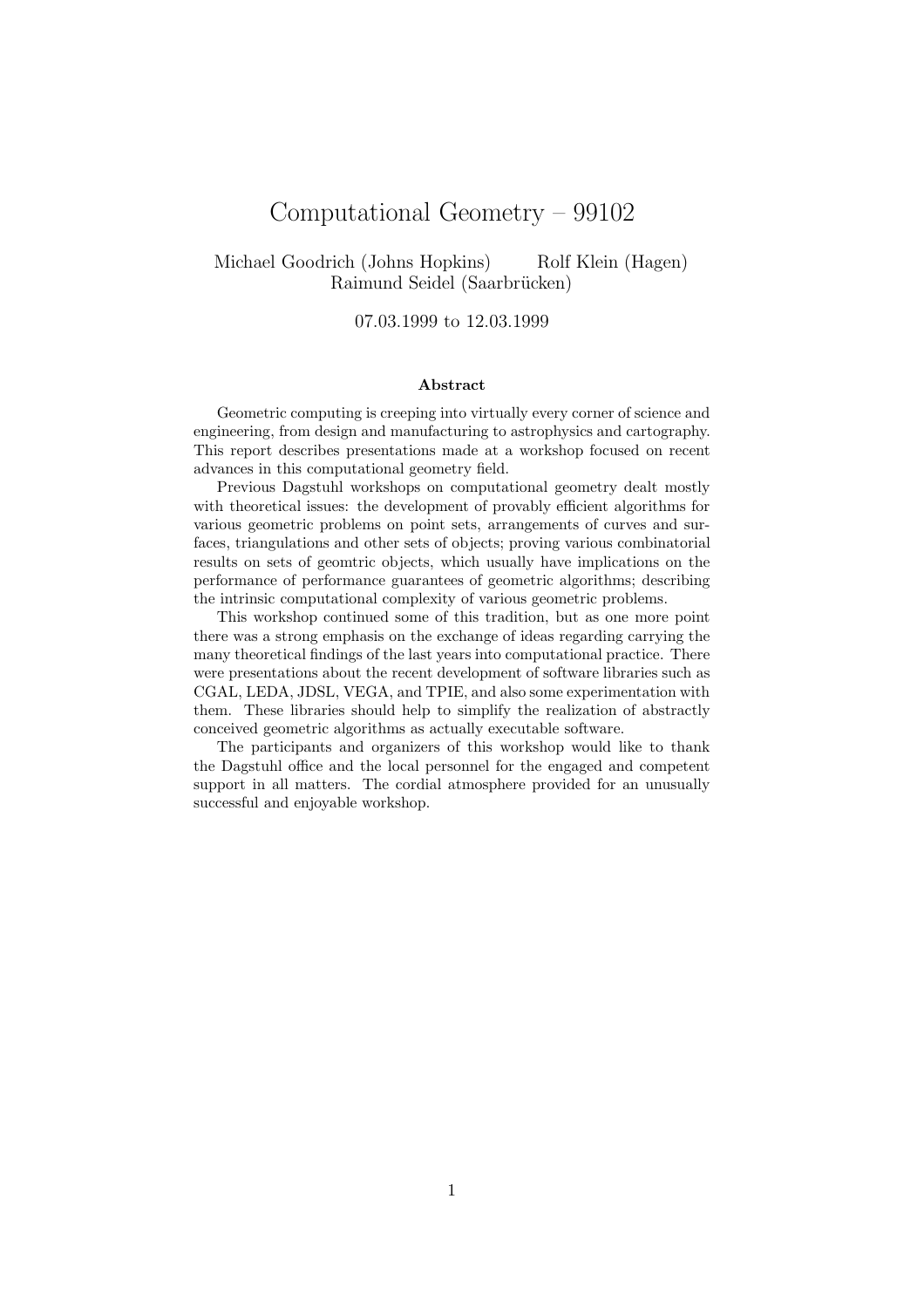# Computational Geometry – 99102

Michael Goodrich (Johns Hopkins) Rolf Klein (Hagen)
Raimund Seidel (Saarbrücken)

07.03.1999 to 12.03.1999

### Abstract

Geometric computing is creeping into virtually every corner of science and engineering, from design and manufacturing to astrophysics and cartography. This report describes presentations made at a workshop focused on recent advances in this computational geometry field.

Previous Dagstuhl workshops on computational geometry dealt mostly with theoretical issues: the development of provably efficient algorithms for various geometric problems on point sets, arrangements of curves and surfaces, triangulations and other sets of objects; proving various combinatorial results on sets of geomtric objects, which usually have implications on the performance of performance guarantees of geometric algorithms; describing the intrinsic computational complexity of various geometric problems.

This workshop continued some of this tradition, but as one more point there was a strong emphasis on the exchange of ideas regarding carrying the many theoretical findings of the last years into computational practice. There were presentations about the recent development of software libraries such as CGAL, LEDA, JDSL, VEGA, and TPIE, and also some experimentation with them. These libraries should help to simplify the realization of abstractly conceived geometric algorithms as actually executable software.

The participants and organizers of this workshop would like to thank the Dagstuhl office and the local personnel for the engaged and competent support in all matters. The cordial atmosphere provided for an unusually successful and enjoyable workshop.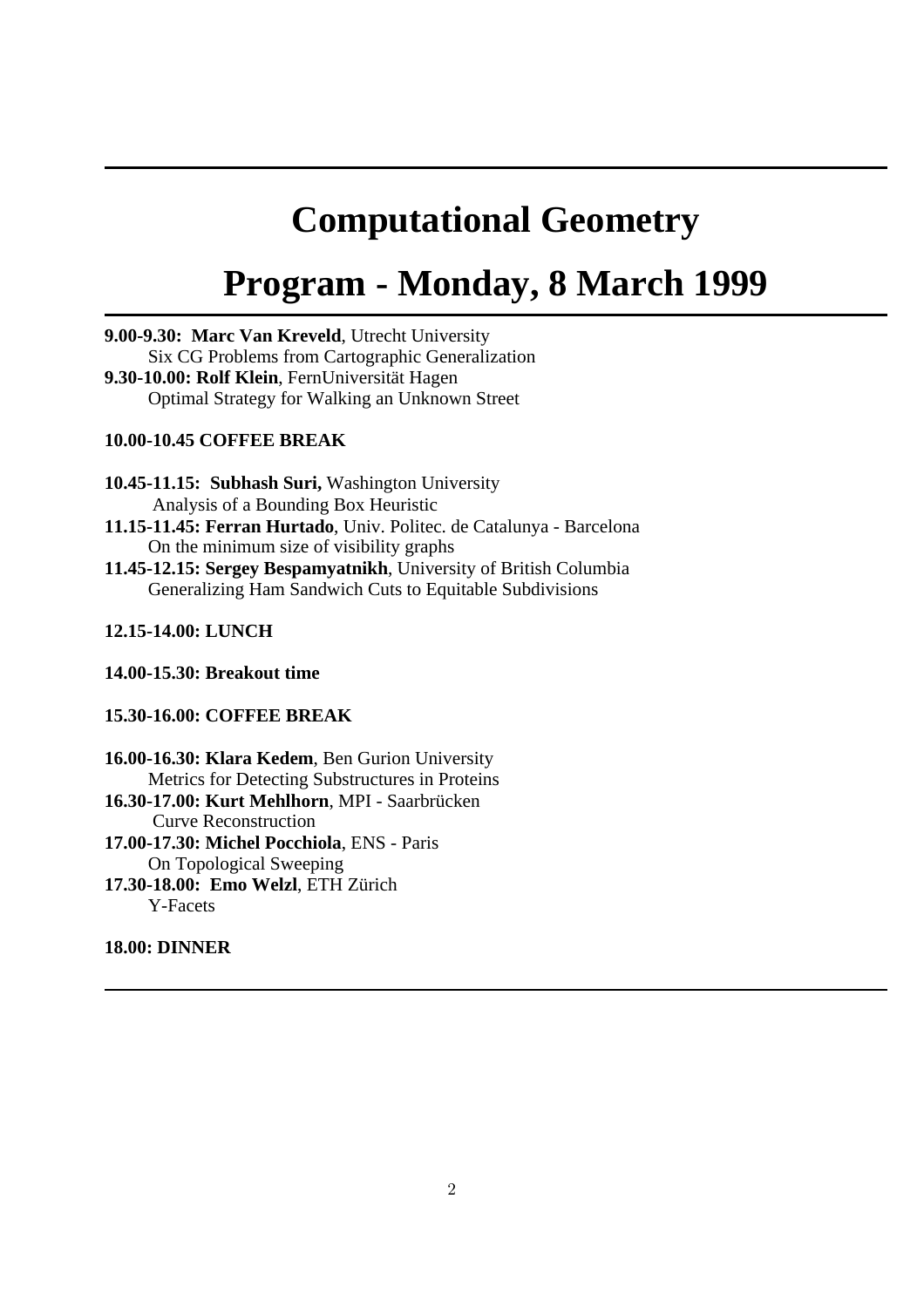# Computational Geometry

# Program - Monday, 8 March 1999

**9.00-9.30: Marc Van Kreveld**, Utrecht University
Six CG Problems from Cartographic Generalization

**9.30-10.00: Rolf Klein**, FernUniversität Hagen
Optimal Strategy for Walking an Unknown Street

**10.00-10.45 COFFEE BREAK**

**10.45-11.15: Subhash Suri,** Washington University
Analysis of a Bounding Box Heuristic

**11.15-11.45: Ferran Hurtado**, Univ. Politec. de Catalunya - Barcelona
On the minimum size of visibility graphs

**11.45-12.15: Sergey Bespamyatnikh**, University of British Columbia
Generalizing Ham Sandwich Cuts to Equitable Subdivisions

**12.15-14.00: LUNCH**

**14.00-15.30: Breakout time**

**15.30-16.00: COFFEE BREAK**

**16.00-16.30: Klara Kedem**, Ben Gurion University
Metrics for Detecting Substructures in Proteins

**16.30-17.00: Kurt Mehlhorn**, MPI - Saarbrücken
Curve Reconstruction

**17.00-17.30: Michel Pocchiola**, ENS - Paris
On Topological Sweeping

**17.30-18.00: Emo Welzl**, ETH Zürich
Y-Facets

**18.00: DINNER**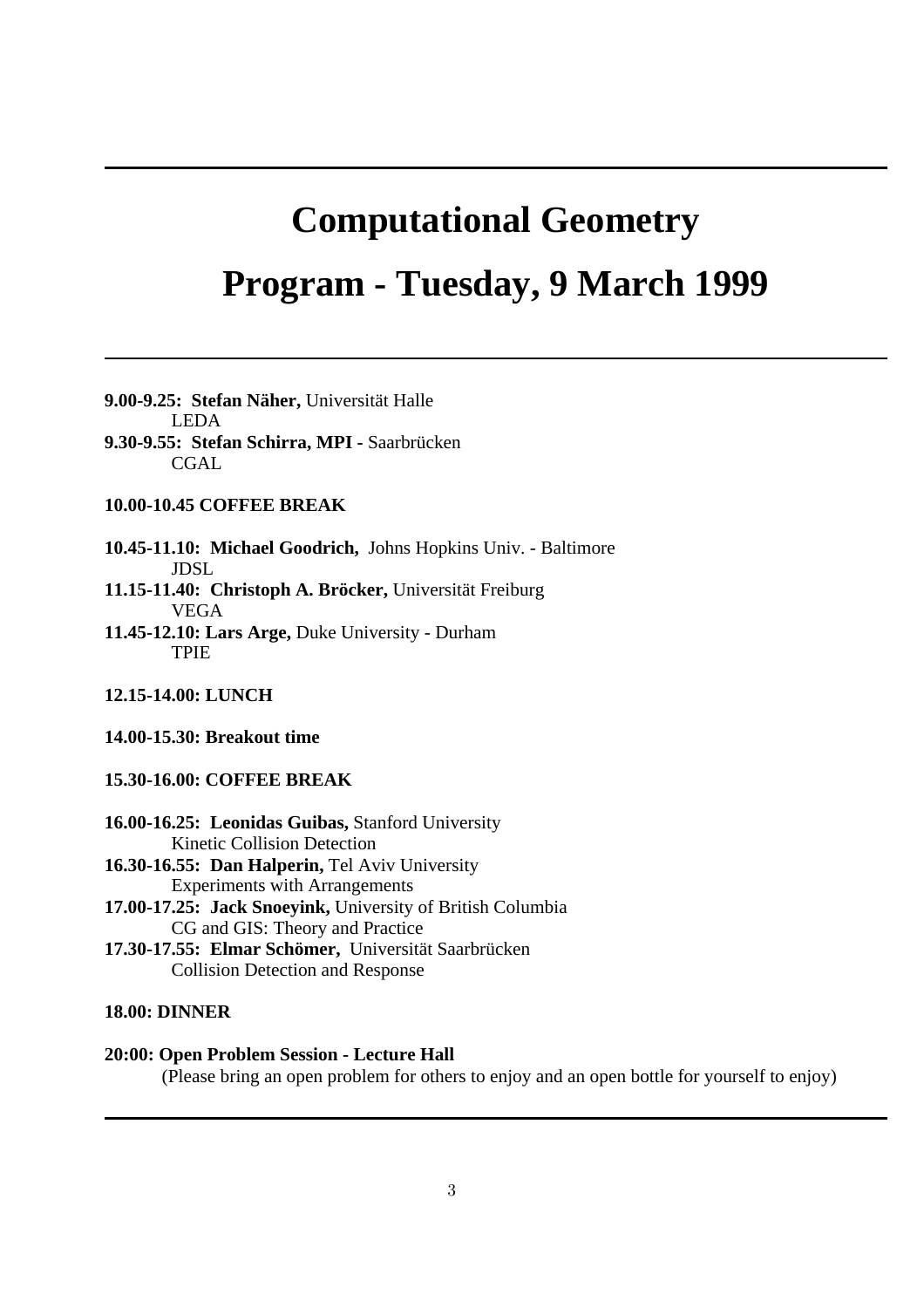# Computational Geometry

# Program - Tuesday, 9 March 1999

**9.00-9.25: Stefan Näher,** Universität Halle
LEDA

**9.30-9.55: Stefan Schirra, MPI -** Saarbrücken
CGAL

**10.00-10.45 COFFEE BREAK**

**10.45-11.10: Michael Goodrich,** Johns Hopkins Univ. - Baltimore
JDSL

**11.15-11.40: Christoph A. Bröcker,** Universität Freiburg
VEGA

**11.45-12.10: Lars Arge,** Duke University - Durham
TPIE

**12.15-14.00: LUNCH**

**14.00-15.30: Breakout time**

**15.30-16.00: COFFEE BREAK**

**16.00-16.25: Leonidas Guibas,** Stanford University
Kinetic Collision Detection

**16.30-16.55: Dan Halperin,** Tel Aviv University
Experiments with Arrangements

**17.00-17.25: Jack Snoeyink,** University of British Columbia
CG and GIS: Theory and Practice

**17.30-17.55: Elmar Schömer,** Universität Saarbrücken
Collision Detection and Response

**18.00: DINNER**

**20:00: Open Problem Session - Lecture Hall**
(Please bring an open problem for others to enjoy and an open bottle for yourself to enjoy)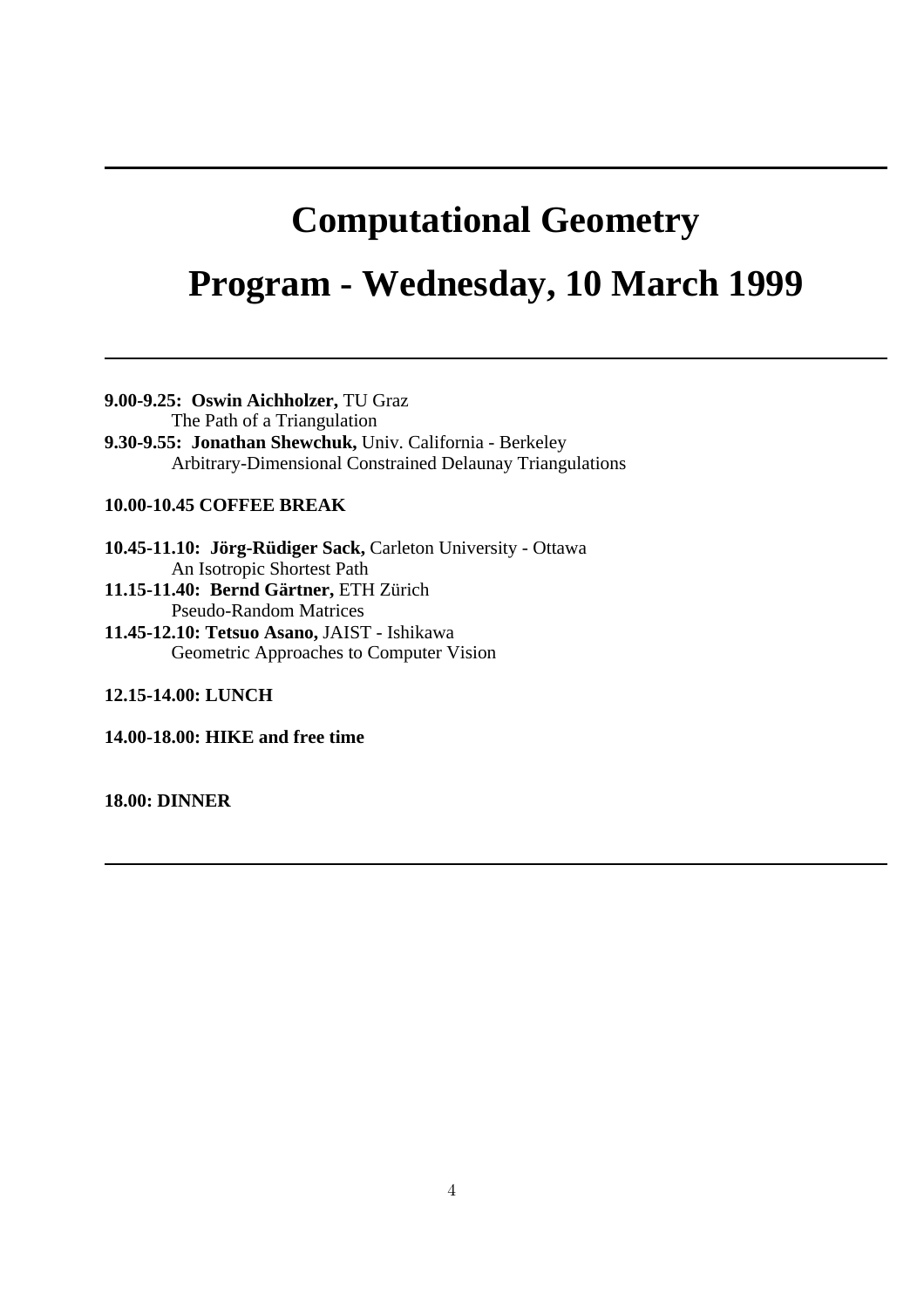# Computational Geometry

# Program - Wednesday, 10 March 1999

**9.00-9.25: Oswin Aichholzer,** TU Graz
The Path of a Triangulation

**9.30-9.55: Jonathan Shewchuk,** Univ. California - Berkeley
Arbitrary-Dimensional Constrained Delaunay Triangulations

**10.00-10.45 COFFEE BREAK**

**10.45-11.10: Jörg-Rüdiger Sack,** Carleton University - Ottawa
An Isotropic Shortest Path

**11.15-11.40: Bernd Gärtner,** ETH Zürich
Pseudo-Random Matrices

**11.45-12.10: Tetsuo Asano,** JAIST - Ishikawa
Geometric Approaches to Computer Vision

**12.15-14.00: LUNCH**

**14.00-18.00: HIKE and free time**

**18.00: DINNER**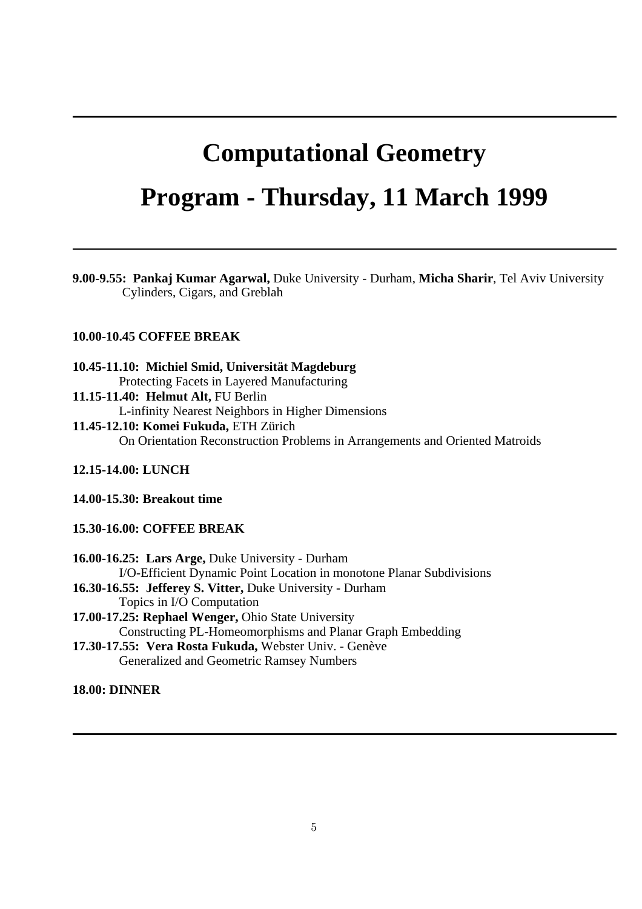# Computational Geometry

# Program - Thursday, 11 March 1999

**9.00-9.55: Pankaj Kumar Agarwal,** Duke University - Durham, **Micha Sharir**, Tel Aviv University
Cylinders, Cigars, and Greblah

**10.00-10.45 COFFEE BREAK**

**10.45-11.10: Michiel Smid, Universität Magdeburg**
Protecting Facets in Layered Manufacturing

**11.15-11.40: Helmut Alt,** FU Berlin
L-infinity Nearest Neighbors in Higher Dimensions

**11.45-12.10: Komei Fukuda,** ETH Zürich
On Orientation Reconstruction Problems in Arrangements and Oriented Matroids

**12.15-14.00: LUNCH**

**14.00-15.30: Breakout time**

**15.30-16.00: COFFEE BREAK**

**16.00-16.25: Lars Arge,** Duke University - Durham
I/O-Efficient Dynamic Point Location in monotone Planar Subdivisions

**16.30-16.55: Jefferey S. Vitter,** Duke University - Durham
Topics in I/O Computation

**17.00-17.25: Rephael Wenger,** Ohio State University
Constructing PL-Homeomorphisms and Planar Graph Embedding

**17.30-17.55: Vera Rosta Fukuda,** Webster Univ. - Genève
Generalized and Geometric Ramsey Numbers

**18.00: DINNER**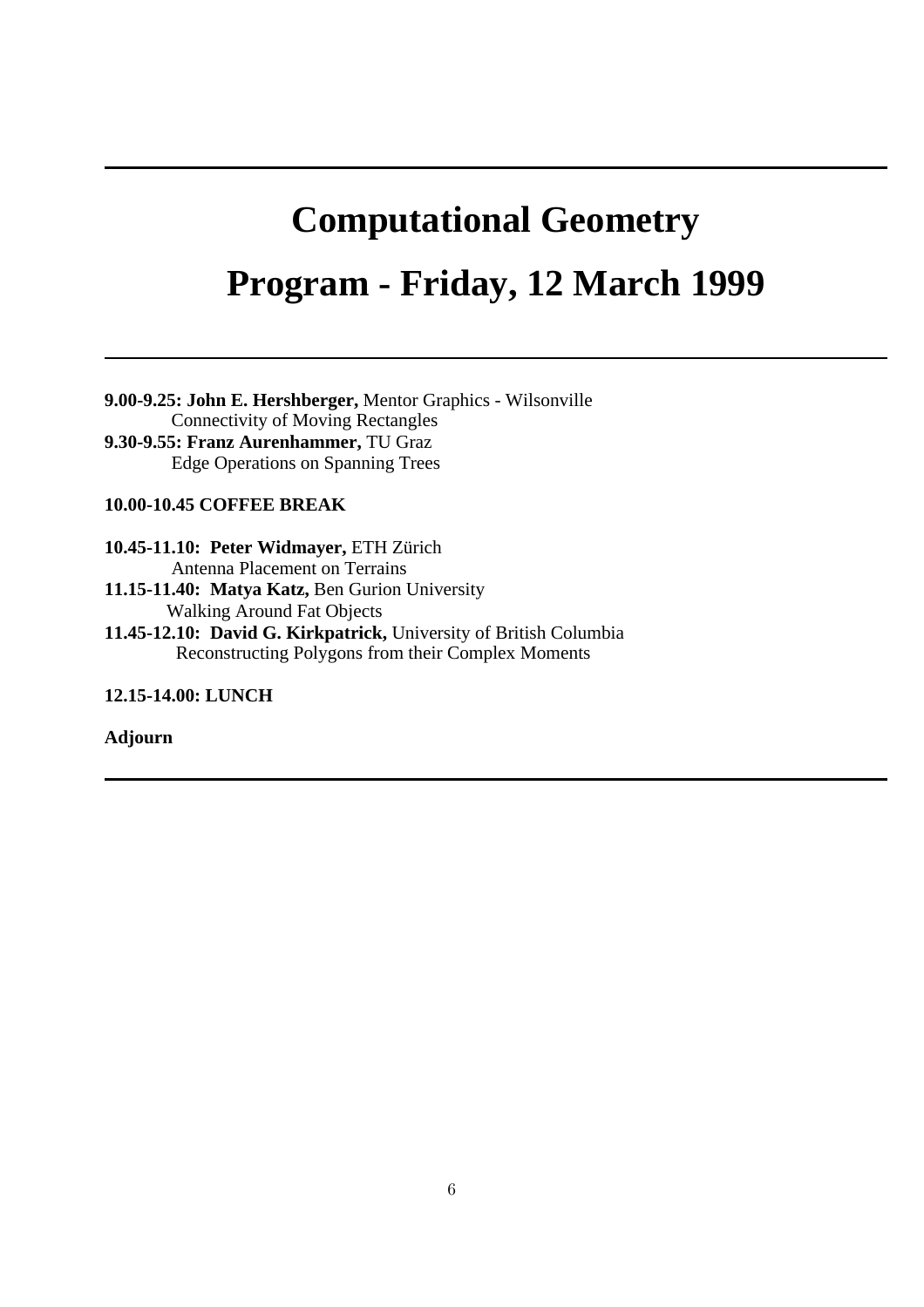# Computational Geometry

# Program - Friday, 12 March 1999

**9.00-9.25: John E. Hershberger,** Mentor Graphics - Wilsonville
Connectivity of Moving Rectangles

**9.30-9.55: Franz Aurenhammer,** TU Graz
Edge Operations on Spanning Trees

**10.00-10.45 COFFEE BREAK**

**10.45-11.10: Peter Widmayer,** ETH Zürich
Antenna Placement on Terrains

**11.15-11.40: Matya Katz,** Ben Gurion University
Walking Around Fat Objects

**11.45-12.10: David G. Kirkpatrick,** University of British Columbia
Reconstructing Polygons from their Complex Moments

**12.15-14.00: LUNCH**

**Adjourn**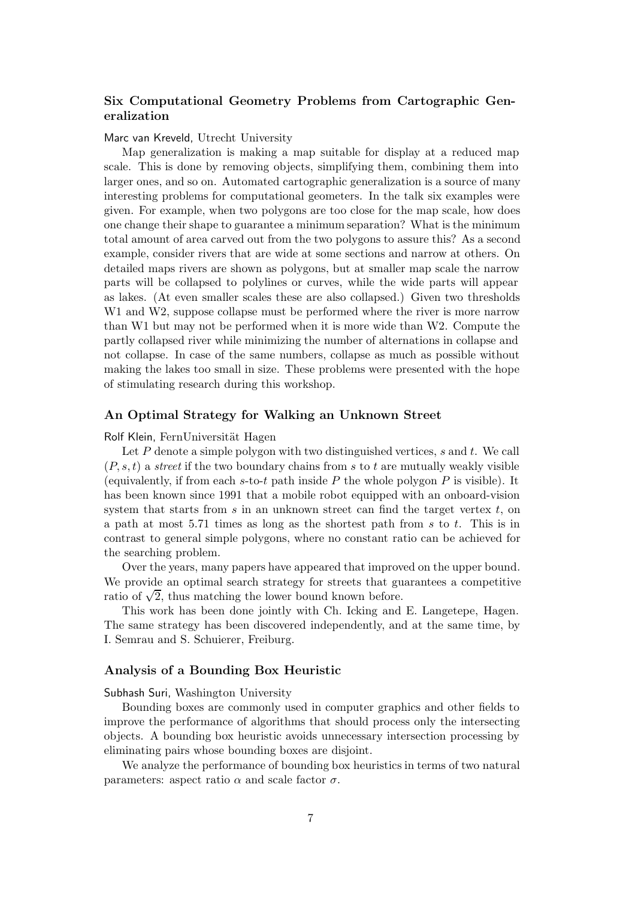### Six Computational Geometry Problems from Cartographic Generalization

Marc van Kreveld, Utrecht University

Map generalization is making a map suitable for display at a reduced map scale. This is done by removing objects, simplifying them, combining them into larger ones, and so on. Automated cartographic generalization is a source of many interesting problems for computational geometers. In the talk six examples were given. For example, when two polygons are too close for the map scale, how does one change their shape to guarantee a minimum separation? What is the minimum total amount of area carved out from the two polygons to assure this? As a second example, consider rivers that are wide at some sections and narrow at others. On detailed maps rivers are shown as polygons, but at smaller map scale the narrow parts will be collapsed to polylines or curves, while the wide parts will appear as lakes. (At even smaller scales these are also collapsed.) Given two thresholds W1 and W2, suppose collapse must be performed where the river is more narrow than W1 but may not be performed when it is more wide than W2. Compute the partly collapsed river while minimizing the number of alternations in collapse and not collapse. In case of the same numbers, collapse as much as possible without making the lakes too small in size. These problems were presented with the hope of stimulating research during this workshop.

### An Optimal Strategy for Walking an Unknown Street

Rolf Klein, FernUniversität Hagen

Let $P$ denote a simple polygon with two distinguished vertices, $s$ and $t$. We call $(P, s, t)$ a *street* if the two boundary chains from $s$ to $t$ are mutually weakly visible (equivalently, if from each $s$-to-$t$ path inside $P$ the whole polygon $P$ is visible). It has been known since 1991 that a mobile robot equipped with an onboard-vision system that starts from $s$ in an unknown street can find the target vertex $t$, on a path at most 5.71 times as long as the shortest path from $s$ to $t$. This is in contrast to general simple polygons, where no constant ratio can be achieved for the searching problem.

Over the years, many papers have appeared that improved on the upper bound. We provide an optimal search strategy for streets that guarantees a competitive ratio of $\sqrt{2}$, thus matching the lower bound known before.

This work has been done jointly with Ch. Icking and E. Langetepe, Hagen. The same strategy has been discovered independently, and at the same time, by I. Semrau and S. Schuierer, Freiburg.

### Analysis of a Bounding Box Heuristic

Subhash Suri, Washington University

Bounding boxes are commonly used in computer graphics and other fields to improve the performance of algorithms that should process only the intersecting objects. A bounding box heuristic avoids unnecessary intersection processing by eliminating pairs whose bounding boxes are disjoint.

We analyze the performance of bounding box heuristics in terms of two natural parameters: aspect ratio $\alpha$ and scale factor $\sigma$.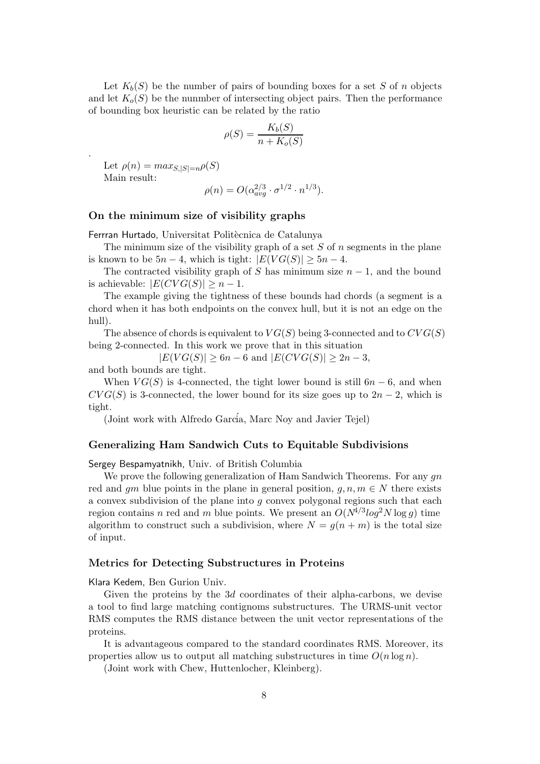Let $K_b(S)$ be the number of pairs of bounding boxes for a set $S$ of $n$ objects and let $K_o(S)$ be the nunmber of intersecting object pairs. Then the performance of bounding box heuristic can be related by the ratio

$$\rho(S) = \frac{K_b(S)}{n + K_o(S)}$$

.

Let $\rho(n) = max_{S,|S|=n}\rho(S)$

Main result:

$$\rho(n) = O(\alpha_{avg}^{2/3} \cdot \sigma^{1/2} \cdot n^{1/3}).$$

### On the minimum size of visibility graphs

Ferrran Hurtado, Universitat Politècnica de Catalunya

The minimum size of the visibility graph of a set $S$ of $n$ segments in the plane is known to be $5n - 4$, which is tight: $|E(VG(S)| \geq 5n - 4$.

The contracted visibility graph of $S$ has minimum size $n - 1$, and the bound is achievable: $|E(CVG(S)| \geq n - 1$.

The example giving the tightness of these bounds had chords (a segment is a chord when it has both endpoints on the convex hull, but it is not an edge on the hull).

The absence of chords is equivalent to $VG(S)$ being 3-connected and to $CVG(S)$ being 2-connected. In this work we prove that in this situation

$|E(VG(S)| \geq 6n - 6$ and $|E(CVG(S)| \geq 2n - 3$,

and both bounds are tight.

When $VG(S)$ is 4-connected, the tight lower bound is still $6n - 6$, and when $CVG(S)$ is 3-connected, the lower bound for its size goes up to $2n - 2$, which is tight.

(Joint work with Alfredo García, Marc Noy and Javier Tejel)

### Generalizing Ham Sandwich Cuts to Equitable Subdivisions

Sergey Bespamyatnikh, Univ. of British Columbia

We prove the following generalization of Ham Sandwich Theorems. For any $gn$ red and $gm$ blue points in the plane in general position, $g, n, m \in N$ there exists a convex subdivision of the plane into $g$ convex polygonal regions such that each region contains $n$ red and $m$ blue points. We present an $O(N^{4/3}log^2 N \log g)$ time algorithm to construct such a subdivision, where $N = g(n + m)$ is the total size of input.

### Metrics for Detecting Substructures in Proteins

Klara Kedem, Ben Gurion Univ.

Given the proteins by the $3d$ coordinates of their alpha-carbons, we devise a tool to find large matching contignoms substructures. The URMS-unit vector RMS computes the RMS distance between the unit vector representations of the proteins.

It is advantageous compared to the standard coordinates RMS. Moreover, its properties allow us to output all matching substructures in time $O(n \log n)$.

(Joint work with Chew, Huttenlocher, Kleinberg).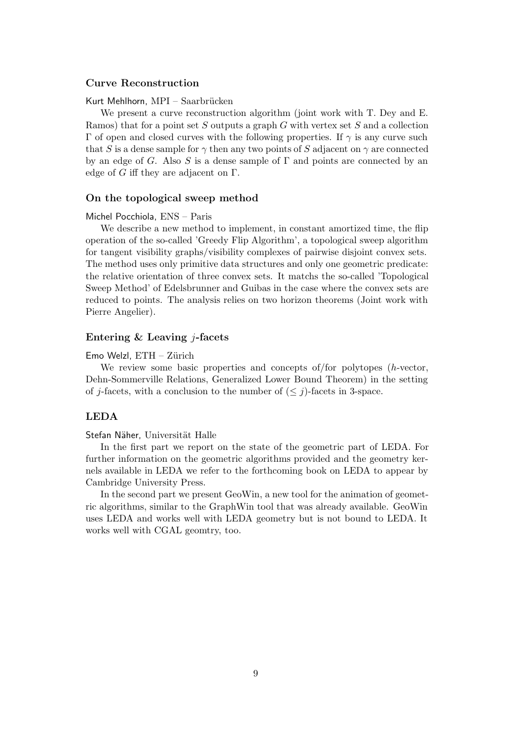### Curve Reconstruction

Kurt Mehlhorn, MPI – Saarbrücken

We present a curve reconstruction algorithm (joint work with T. Dey and E. Ramos) that for a point set $S$ outputs a graph $G$ with vertex set $S$ and a collection $\Gamma$ of open and closed curves with the following properties. If $\gamma$ is any curve such that $S$ is a dense sample for $\gamma$ then any two points of $S$ adjacent on $\gamma$ are connected by an edge of $G$. Also $S$ is a dense sample of $\Gamma$ and points are connected by an edge of $G$ iff they are adjacent on $\Gamma$.

### On the topological sweep method

Michel Pocchiola, ENS – Paris

We describe a new method to implement, in constant amortized time, the flip operation of the so-called 'Greedy Flip Algorithm', a topological sweep algorithm for tangent visibility graphs/visibility complexes of pairwise disjoint convex sets. The method uses only primitive data structures and only one geometric predicate: the relative orientation of three convex sets. It matchs the so-called 'Topological Sweep Method' of Edelsbrunner and Guibas in the case where the convex sets are reduced to points. The analysis relies on two horizon theorems (Joint work with Pierre Angelier).

### Entering & Leaving $j$-facets

Emo Welzl, ETH – Zürich

We review some basic properties and concepts of/for polytopes ($h$-vector, Dehn-Sommerville Relations, Generalized Lower Bound Theorem) in the setting of $j$-facets, with a conclusion to the number of $(\leq j)$-facets in 3-space.

### LEDA

Stefan Näher, Universität Halle

In the first part we report on the state of the geometric part of LEDA. For further information on the geometric algorithms provided and the geometry kernels available in LEDA we refer to the forthcoming book on LEDA to appear by Cambridge University Press.

In the second part we present GeoWin, a new tool for the animation of geometric algorithms, similar to the GraphWin tool that was already available. GeoWin uses LEDA and works well with LEDA geometry but is not bound to LEDA. It works well with CGAL geomtry, too.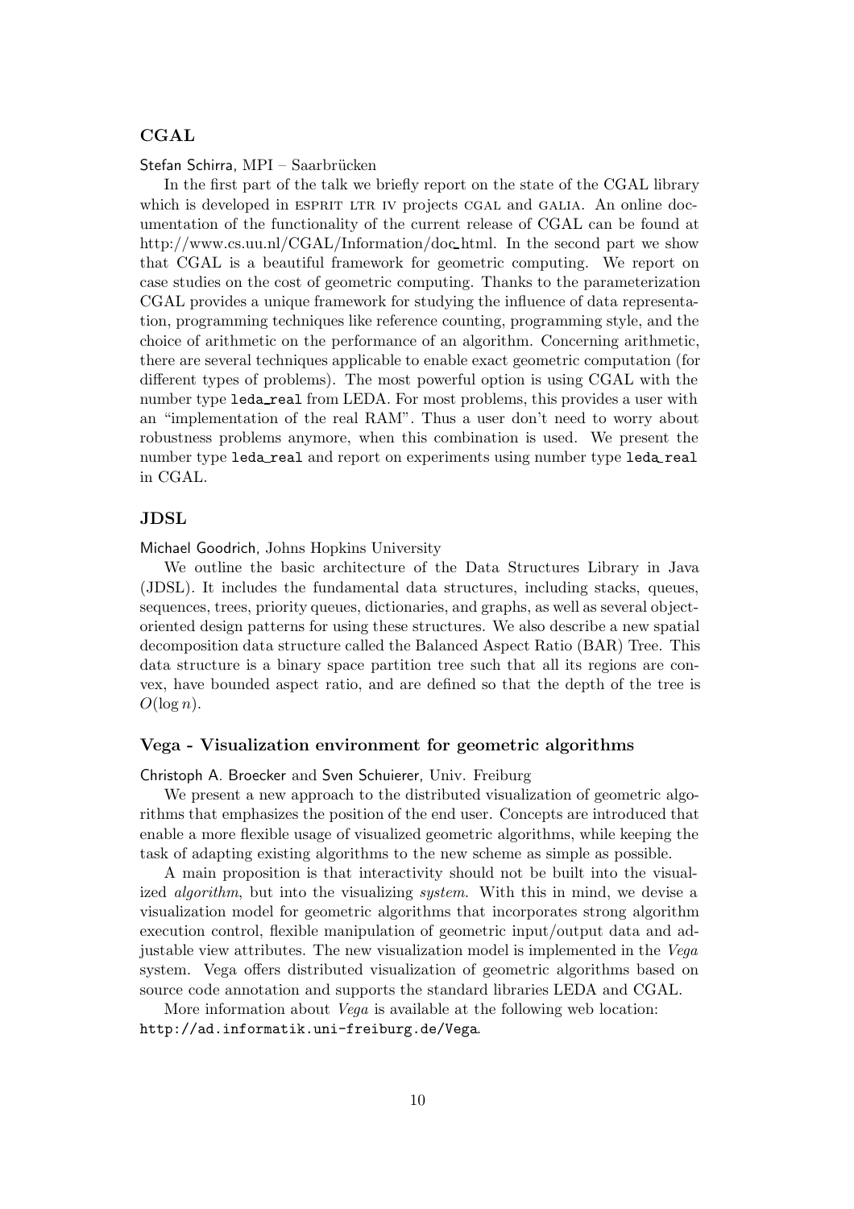### CGAL

Stefan Schirra, MPI – Saarbrücken

In the first part of the talk we briefly report on the state of the CGAL library which is developed in ESPRIT LTR IV projects CGAL and GALIA. An online documentation of the functionality of the current release of CGAL can be found at http://www.cs.uu.nl/CGAL/Information/doc_html. In the second part we show that CGAL is a beautiful framework for geometric computing. We report on case studies on the cost of geometric computing. Thanks to the parameterization CGAL provides a unique framework for studying the influence of data representation, programming techniques like reference counting, programming style, and the choice of arithmetic on the performance of an algorithm. Concerning arithmetic, there are several techniques applicable to enable exact geometric computation (for different types of problems). The most powerful option is using CGAL with the number type `leda_real` from LEDA. For most problems, this provides a user with an "implementation of the real RAM". Thus a user don't need to worry about robustness problems anymore, when this combination is used. We present the number type `leda_real` and report on experiments using number type `leda_real` in CGAL.

### JDSL

Michael Goodrich, Johns Hopkins University

We outline the basic architecture of the Data Structures Library in Java (JDSL). It includes the fundamental data structures, including stacks, queues, sequences, trees, priority queues, dictionaries, and graphs, as well as several object-oriented design patterns for using these structures. We also describe a new spatial decomposition data structure called the Balanced Aspect Ratio (BAR) Tree. This data structure is a binary space partition tree such that all its regions are convex, have bounded aspect ratio, and are defined so that the depth of the tree is $O(\log n)$.

### Vega - Visualization environment for geometric algorithms

Christoph A. Broecker and Sven Schuierer, Univ. Freiburg

We present a new approach to the distributed visualization of geometric algorithms that emphasizes the position of the end user. Concepts are introduced that enable a more flexible usage of visualized geometric algorithms, while keeping the task of adapting existing algorithms to the new scheme as simple as possible.

A main proposition is that interactivity should not be built into the visualized *algorithm*, but into the visualizing *system*. With this in mind, we devise a visualization model for geometric algorithms that incorporates strong algorithm execution control, flexible manipulation of geometric input/output data and adjustable view attributes. The new visualization model is implemented in the *Vega* system. Vega offers distributed visualization of geometric algorithms based on source code annotation and supports the standard libraries LEDA and CGAL.

More information about *Vega* is available at the following web location: `http://ad.informatik.uni-freiburg.de/Vega`.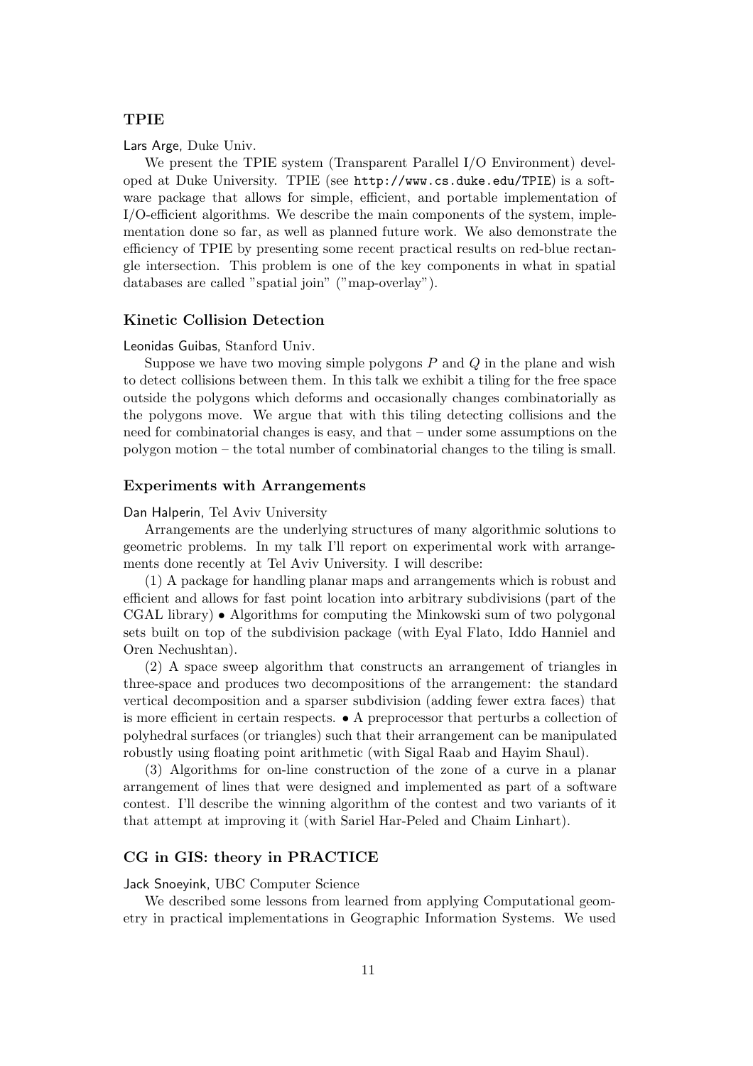### TPIE

Lars Arge, Duke Univ.

We present the TPIE system (Transparent Parallel I/O Environment) developed at Duke University. TPIE (see `http://www.cs.duke.edu/TPIE`) is a software package that allows for simple, efficient, and portable implementation of I/O-efficient algorithms. We describe the main components of the system, implementation done so far, as well as planned future work. We also demonstrate the efficiency of TPIE by presenting some recent practical results on red-blue rectangle intersection. This problem is one of the key components in what in spatial databases are called "spatial join" ("map-overlay").

### Kinetic Collision Detection

Leonidas Guibas, Stanford Univ.

Suppose we have two moving simple polygons $P$ and $Q$ in the plane and wish to detect collisions between them. In this talk we exhibit a tiling for the free space outside the polygons which deforms and occasionally changes combinatorially as the polygons move. We argue that with this tiling detecting collisions and the need for combinatorial changes is easy, and that – under some assumptions on the polygon motion – the total number of combinatorial changes to the tiling is small.

### Experiments with Arrangements

Dan Halperin, Tel Aviv University

Arrangements are the underlying structures of many algorithmic solutions to geometric problems. In my talk I'll report on experimental work with arrangements done recently at Tel Aviv University. I will describe:

(1) A package for handling planar maps and arrangements which is robust and efficient and allows for fast point location into arbitrary subdivisions (part of the CGAL library) • Algorithms for computing the Minkowski sum of two polygonal sets built on top of the subdivision package (with Eyal Flato, Iddo Hanniel and Oren Nechushtan).

(2) A space sweep algorithm that constructs an arrangement of triangles in three-space and produces two decompositions of the arrangement: the standard vertical decomposition and a sparser subdivision (adding fewer extra faces) that is more efficient in certain respects. • A preprocessor that perturbs a collection of polyhedral surfaces (or triangles) such that their arrangement can be manipulated robustly using floating point arithmetic (with Sigal Raab and Hayim Shaul).

(3) Algorithms for on-line construction of the zone of a curve in a planar arrangement of lines that were designed and implemented as part of a software contest. I'll describe the winning algorithm of the contest and two variants of it that attempt at improving it (with Sariel Har-Peled and Chaim Linhart).

### CG in GIS: theory in PRACTICE

Jack Snoeyink, UBC Computer Science

We described some lessons from learned from applying Computational geometry in practical implementations in Geographic Information Systems. We used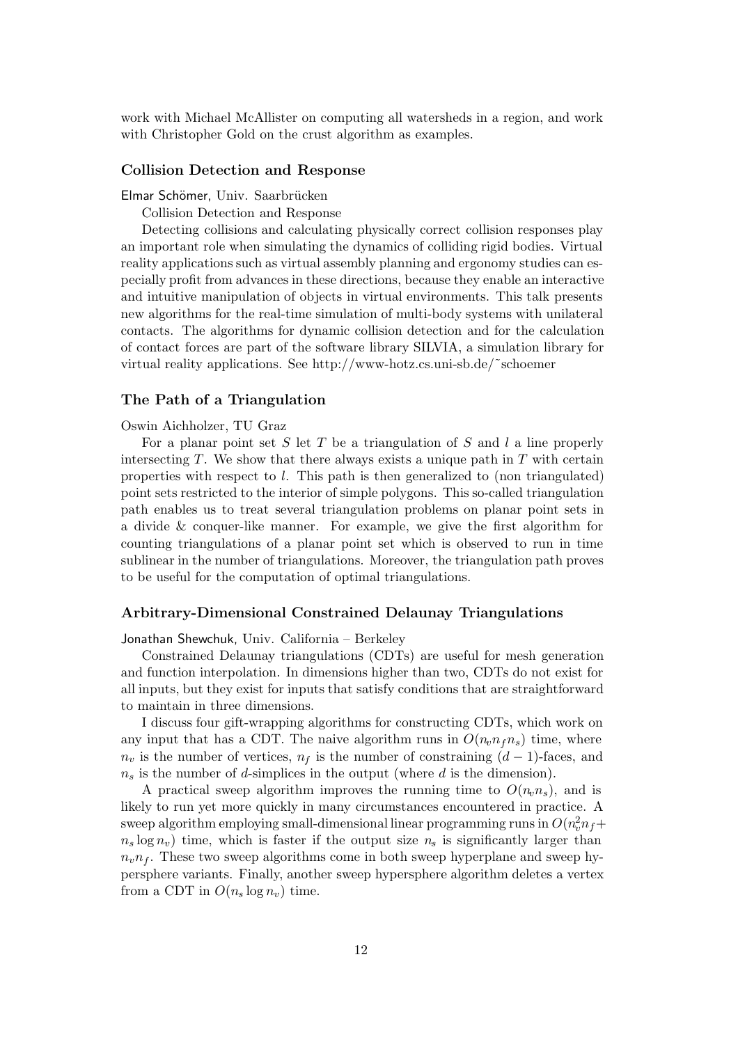work with Michael McAllister on computing all watersheds in a region, and work with Christopher Gold on the crust algorithm as examples.

### Collision Detection and Response

Elmar Schömer, Univ. Saarbrücken

Collision Detection and Response

Detecting collisions and calculating physically correct collision responses play an important role when simulating the dynamics of colliding rigid bodies. Virtual reality applications such as virtual assembly planning and ergonomy studies can especially profit from advances in these directions, because they enable an interactive and intuitive manipulation of objects in virtual environments. This talk presents new algorithms for the real-time simulation of multi-body systems with unilateral contacts. The algorithms for dynamic collision detection and for the calculation of contact forces are part of the software library SILVIA, a simulation library for virtual reality applications. See http://www-hotz.cs.uni-sb.de/˜schoemer

### The Path of a Triangulation

Oswin Aichholzer, TU Graz

For a planar point set $S$ let $T$ be a triangulation of $S$ and $l$ a line properly intersecting $T$. We show that there always exists a unique path in $T$ with certain properties with respect to $l$. This path is then generalized to (non triangulated) point sets restricted to the interior of simple polygons. This so-called triangulation path enables us to treat several triangulation problems on planar point sets in a divide & conquer-like manner. For example, we give the first algorithm for counting triangulations of a planar point set which is observed to run in time sublinear in the number of triangulations. Moreover, the triangulation path proves to be useful for the computation of optimal triangulations.

### Arbitrary-Dimensional Constrained Delaunay Triangulations

Jonathan Shewchuk, Univ. California – Berkeley

Constrained Delaunay triangulations (CDTs) are useful for mesh generation and function interpolation. In dimensions higher than two, CDTs do not exist for all inputs, but they exist for inputs that satisfy conditions that are straightforward to maintain in three dimensions.

I discuss four gift-wrapping algorithms for constructing CDTs, which work on any input that has a CDT. The naive algorithm runs in $O(n_v n_f n_s)$ time, where $n_v$ is the number of vertices, $n_f$ is the number of constraining $(d-1)$-faces, and $n_s$ is the number of $d$-simplices in the output (where $d$ is the dimension).

A practical sweep algorithm improves the running time to $O(n_v n_s)$, and is likely to run yet more quickly in many circumstances encountered in practice. A sweep algorithm employing small-dimensional linear programming runs in $O(n_v^2 n_f + n_s \log n_v)$ time, which is faster if the output size $n_s$ is significantly larger than $n_v n_f$. These two sweep algorithms come in both sweep hyperplane and sweep hypersphere variants. Finally, another sweep hypersphere algorithm deletes a vertex from a CDT in $O(n_s \log n_v)$ time.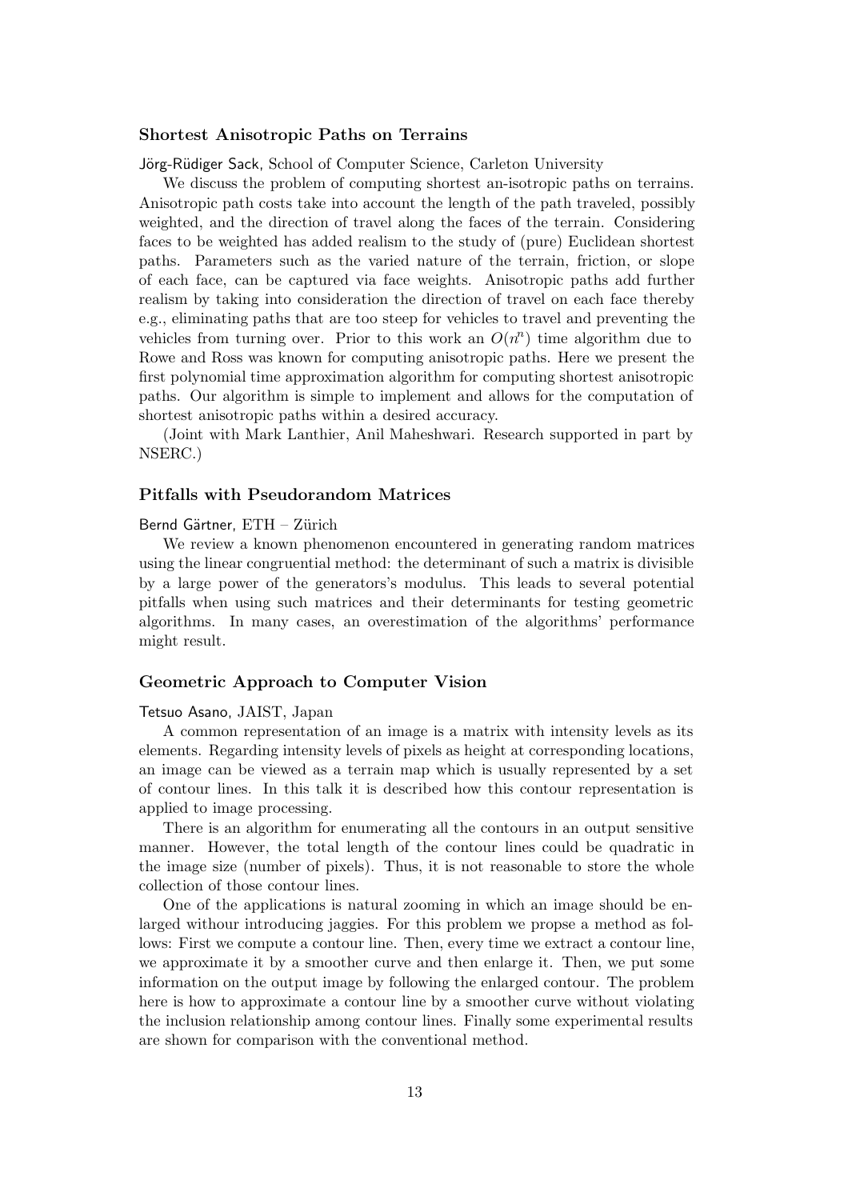### Shortest Anisotropic Paths on Terrains

Jörg-Rüdiger Sack, School of Computer Science, Carleton University

We discuss the problem of computing shortest an-isotropic paths on terrains. Anisotropic path costs take into account the length of the path traveled, possibly weighted, and the direction of travel along the faces of the terrain. Considering faces to be weighted has added realism to the study of (pure) Euclidean shortest paths. Parameters such as the varied nature of the terrain, friction, or slope of each face, can be captured via face weights. Anisotropic paths add further realism by taking into consideration the direction of travel on each face thereby e.g., eliminating paths that are too steep for vehicles to travel and preventing the vehicles from turning over. Prior to this work an $O(n^n)$ time algorithm due to Rowe and Ross was known for computing anisotropic paths. Here we present the first polynomial time approximation algorithm for computing shortest anisotropic paths. Our algorithm is simple to implement and allows for the computation of shortest anisotropic paths within a desired accuracy.

(Joint with Mark Lanthier, Anil Maheshwari. Research supported in part by NSERC.)

### Pitfalls with Pseudorandom Matrices

Bernd Gärtner, ETH – Zürich

We review a known phenomenon encountered in generating random matrices using the linear congruential method: the determinant of such a matrix is divisible by a large power of the generators's modulus. This leads to several potential pitfalls when using such matrices and their determinants for testing geometric algorithms. In many cases, an overestimation of the algorithms' performance might result.

### Geometric Approach to Computer Vision

Tetsuo Asano, JAIST, Japan

A common representation of an image is a matrix with intensity levels as its elements. Regarding intensity levels of pixels as height at corresponding locations, an image can be viewed as a terrain map which is usually represented by a set of contour lines. In this talk it is described how this contour representation is applied to image processing.

There is an algorithm for enumerating all the contours in an output sensitive manner. However, the total length of the contour lines could be quadratic in the image size (number of pixels). Thus, it is not reasonable to store the whole collection of those contour lines.

One of the applications is natural zooming in which an image should be enlarged withour introducing jaggies. For this problem we propse a method as follows: First we compute a contour line. Then, every time we extract a contour line, we approximate it by a smoother curve and then enlarge it. Then, we put some information on the output image by following the enlarged contour. The problem here is how to approximate a contour line by a smoother curve without violating the inclusion relationship among contour lines. Finally some experimental results are shown for comparison with the conventional method.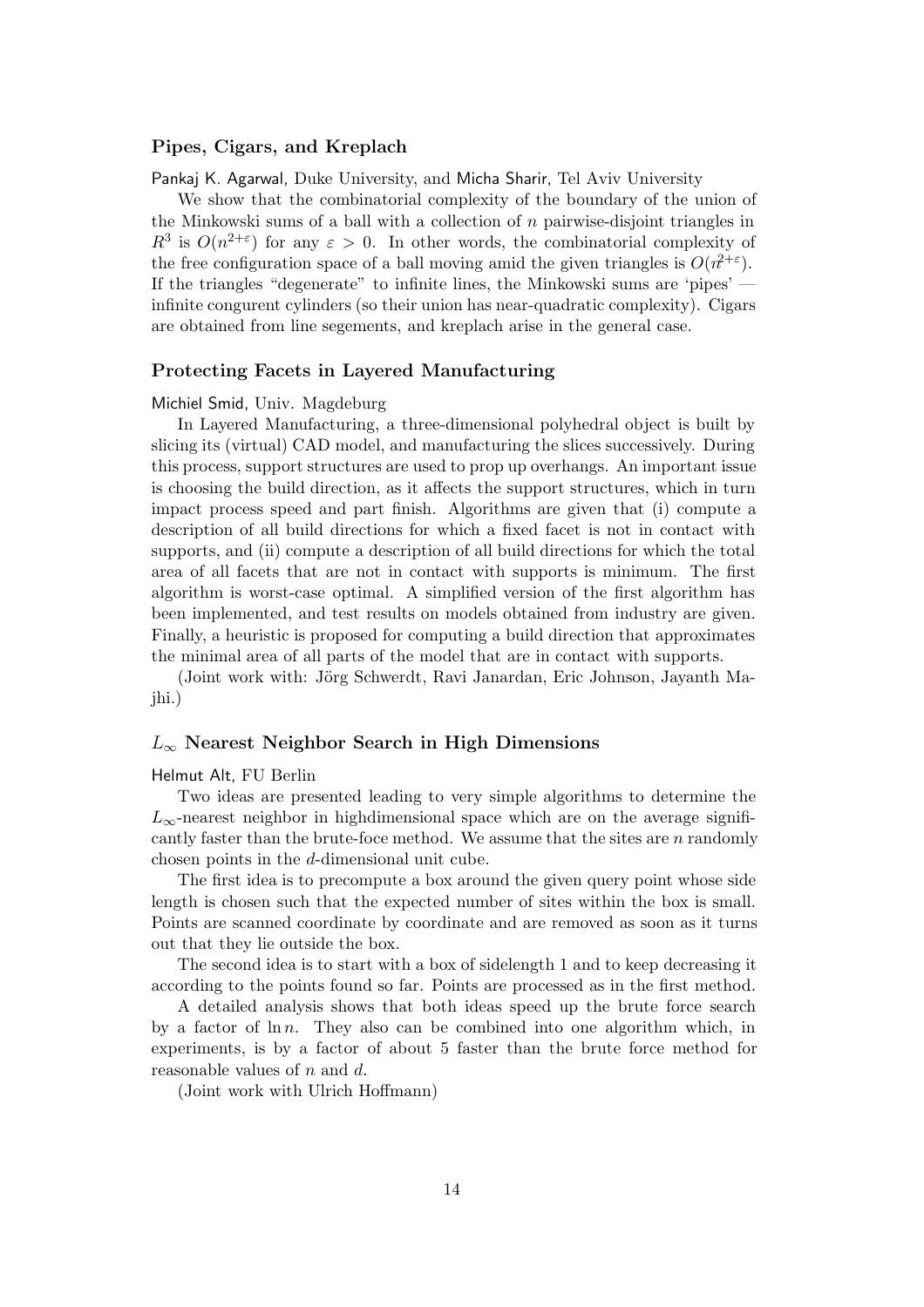### Pipes, Cigars, and Kreplach

Pankaj K. Agarwal, Duke University, and Micha Sharir, Tel Aviv University

We show that the combinatorial complexity of the boundary of the union of the Minkowski sums of a ball with a collection of $n$ pairwise-disjoint triangles in $R^3$ is $O(n^{2+\varepsilon})$ for any $\varepsilon > 0$. In other words, the combinatorial complexity of the free configuration space of a ball moving amid the given triangles is $O(n^{2+\varepsilon})$. If the triangles "degenerate" to infinite lines, the Minkowski sums are 'pipes' — infinite congurent cylinders (so their union has near-quadratic complexity). Cigars are obtained from line segements, and kreplach arise in the general case.

### Protecting Facets in Layered Manufacturing

Michiel Smid, Univ. Magdeburg

In Layered Manufacturing, a three-dimensional polyhedral object is built by slicing its (virtual) CAD model, and manufacturing the slices successively. During this process, support structures are used to prop up overhangs. An important issue is choosing the build direction, as it affects the support structures, which in turn impact process speed and part finish. Algorithms are given that (i) compute a description of all build directions for which a fixed facet is not in contact with supports, and (ii) compute a description of all build directions for which the total area of all facets that are not in contact with supports is minimum. The first algorithm is worst-case optimal. A simplified version of the first algorithm has been implemented, and test results on models obtained from industry are given. Finally, a heuristic is proposed for computing a build direction that approximates the minimal area of all parts of the model that are in contact with supports.

(Joint work with: Jörg Schwerdt, Ravi Janardan, Eric Johnson, Jayanth Majhi.)

### $L_\infty$ Nearest Neighbor Search in High Dimensions

Helmut Alt, FU Berlin

Two ideas are presented leading to very simple algorithms to determine the $L_\infty$-nearest neighbor in highdimensional space which are on the average significantly faster than the brute-foce method. We assume that the sites are $n$ randomly chosen points in the $d$-dimensional unit cube.

The first idea is to precompute a box around the given query point whose side length is chosen such that the expected number of sites within the box is small. Points are scanned coordinate by coordinate and are removed as soon as it turns out that they lie outside the box.

The second idea is to start with a box of sidelength 1 and to keep decreasing it according to the points found so far. Points are processed as in the first method.

A detailed analysis shows that both ideas speed up the brute force search by a factor of $\ln n$. They also can be combined into one algorithm which, in experiments, is by a factor of about 5 faster than the brute force method for reasonable values of $n$ and $d$.

(Joint work with Ulrich Hoffmann)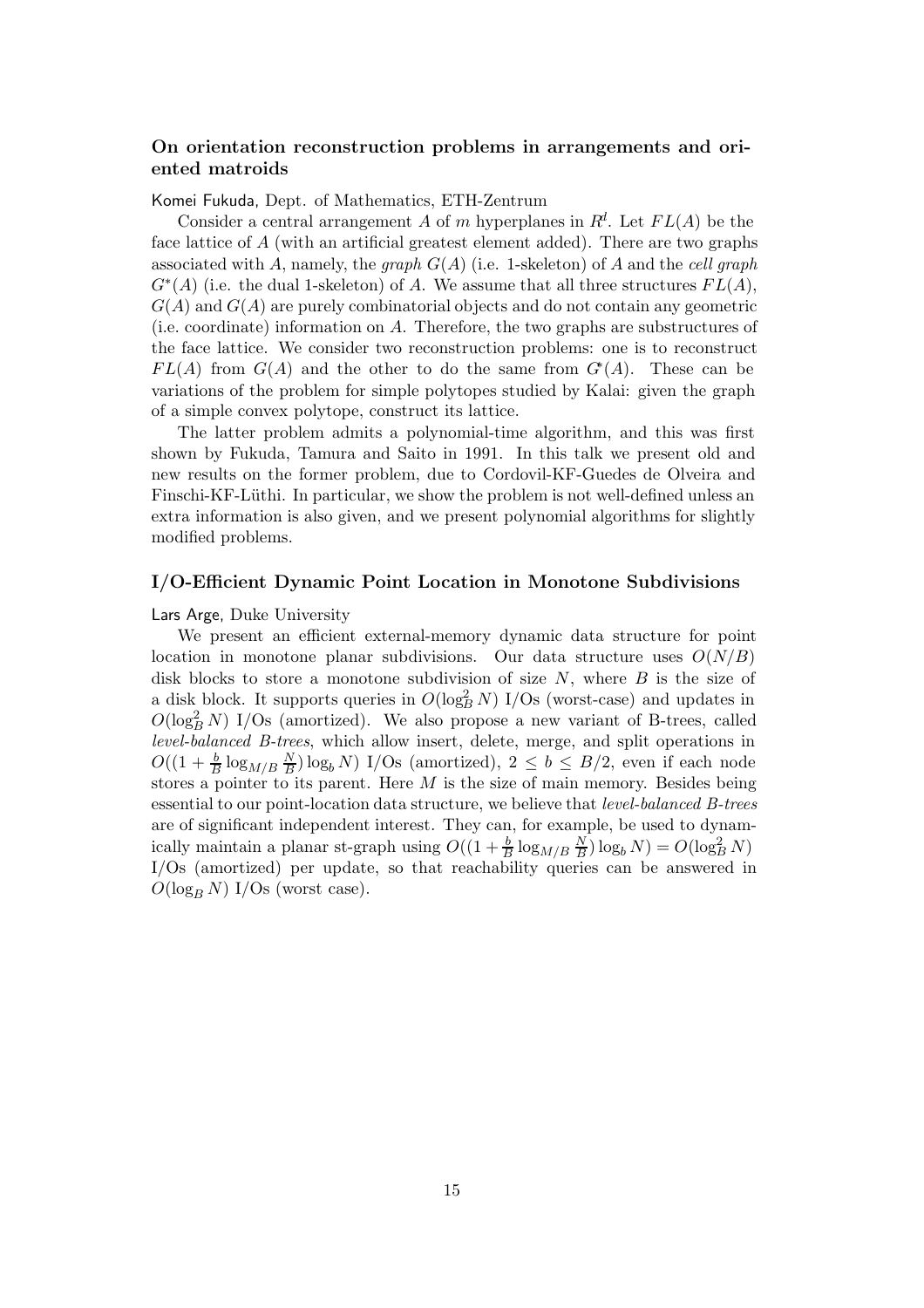### On orientation reconstruction problems in arrangements and oriented matroids

Komei Fukuda, Dept. of Mathematics, ETH-Zentrum

Consider a central arrangement $A$ of $m$ hyperplanes in $R^d$. Let $FL(A)$ be the face lattice of $A$ (with an artificial greatest element added). There are two graphs associated with $A$, namely, the *graph* $G(A)$ (i.e. 1-skeleton) of $A$ and the *cell graph* $G^*(A)$ (i.e. the dual 1-skeleton) of $A$. We assume that all three structures $FL(A)$, $G(A)$ and $G(A)$ are purely combinatorial objects and do not contain any geometric (i.e. coordinate) information on $A$. Therefore, the two graphs are substructures of the face lattice. We consider two reconstruction problems: one is to reconstruct $FL(A)$ from $G(A)$ and the other to do the same from $G^*(A)$. These can be variations of the problem for simple polytopes studied by Kalai: given the graph of a simple convex polytope, construct its lattice.

The latter problem admits a polynomial-time algorithm, and this was first shown by Fukuda, Tamura and Saito in 1991. In this talk we present old and new results on the former problem, due to Cordovil-KF-Guedes de Olveira and Finschi-KF-Lüthi. In particular, we show the problem is not well-defined unless an extra information is also given, and we present polynomial algorithms for slightly modified problems.

### I/O-Efficient Dynamic Point Location in Monotone Subdivisions

Lars Arge, Duke University

We present an efficient external-memory dynamic data structure for point location in monotone planar subdivisions. Our data structure uses $O(N/B)$ disk blocks to store a monotone subdivision of size $N$, where $B$ is the size of a disk block. It supports queries in $O(\log_B^2 N)$ I/Os (worst-case) and updates in $O(\log_B^2 N)$ I/Os (amortized). We also propose a new variant of B-trees, called *level-balanced B-trees*, which allow insert, delete, merge, and split operations in $O((1 + \frac{b}{B} \log_{M/B} \frac{N}{B}) \log_b N)$ I/Os (amortized), $2 \leq b \leq B/2$, even if each node stores a pointer to its parent. Here $M$ is the size of main memory. Besides being essential to our point-location data structure, we believe that *level-balanced B-trees* are of significant independent interest. They can, for example, be used to dynamically maintain a planar st-graph using $O((1 + \frac{b}{B} \log_{M/B} \frac{N}{B}) \log_b N) = O(\log_B^2 N)$ I/Os (amortized) per update, so that reachability queries can be answered in $O(\log_B N)$ I/Os (worst case).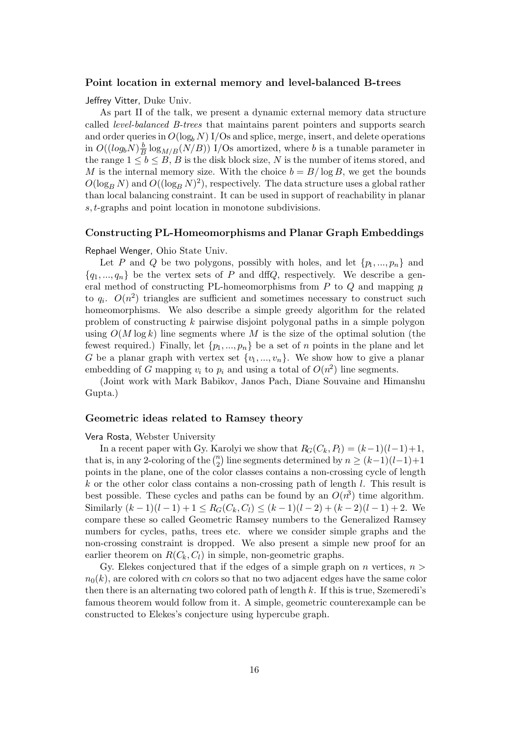### Point location in external memory and level-balanced B-trees

Jeffrey Vitter, Duke Univ.

As part II of the talk, we present a dynamic external memory data structure called *level-balanced B-trees* that maintains parent pointers and supports search and order queries in $O(\log_b N)$ I/Os and splice, merge, insert, and delete operations in $O((log_b N)\frac{b}{B}\log_{M/B}(N/B))$ I/Os amortized, where $b$ is a tunable parameter in the range $1 \leq b \leq B$, $B$ is the disk block size, $N$ is the number of items stored, and $M$ is the internal memory size. With the choice $b = B/\log B$, we get the bounds $O(\log_B N)$ and $O((\log_B N)^2)$, respectively. The data structure uses a global rather than local balancing constraint. It can be used in support of reachability in planar $s,t$-graphs and point location in monotone subdivisions.

### Constructing PL-Homeomorphisms and Planar Graph Embeddings

Rephael Wenger, Ohio State Univ.

Let $P$ and $Q$ be two polygons, possibly with holes, and let $\{p_1, ..., p_n\}$ and $\{q_1, ..., q_n\}$ be the vertex sets of $P$ and dffQ, respectively. We describe a general method of constructing PL-homeomorphisms from $P$ to $Q$ and mapping $p_i$ to $q_i$. $O(n^2)$ triangles are sufficient and sometimes necessary to construct such homeomorphisms. We also describe a simple greedy algorithm for the related problem of constructing $k$ pairwise disjoint polygonal paths in a simple polygon using $O(M \log k)$ line segments where $M$ is the size of the optimal solution (the fewest required.) Finally, let $\{p_1, ..., p_n\}$ be a set of $n$ points in the plane and let $G$ be a planar graph with vertex set $\{v_1, ..., v_n\}$. We show how to give a planar embedding of $G$ mapping $v_i$ to $p_i$ and using a total of $O(n^2)$ line segments.

(Joint work with Mark Babikov, Janos Pach, Diane Souvaine and Himanshu Gupta.)

### Geometric ideas related to Ramsey theory

Vera Rosta, Webster University

In a recent paper with Gy. Karolyi we show that $R_G(C_k, P_l) = (k-1)(l-1)+1$, that is, in any 2-coloring of the $\binom{n}{2}$ line segments determined by $n \geq (k-1)(l-1)+1$ points in the plane, one of the color classes contains a non-crossing cycle of length $k$ or the other color class contains a non-crossing path of length $l$. This result is best possible. These cycles and paths can be found by an $O(n^3)$ time algorithm. Similarly $(k-1)(l-1)+1 \leq R_G(C_k, C_l) \leq (k-1)(l-2)+(k-2)(l-1)+2$. We compare these so called Geometric Ramsey numbers to the Generalized Ramsey numbers for cycles, paths, trees etc. where we consider simple graphs and the non-crossing constraint is dropped. We also present a simple new proof for an earlier theorem on $R(C_k, C_l)$ in simple, non-geometric graphs.

Gy. Elekes conjectured that if the edges of a simple graph on $n$ vertices, $n > n_0(k)$, are colored with $cn$ colors so that no two adjacent edges have the same color then there is an alternating two colored path of length $k$. If this is true, Szemeredi's famous theorem would follow from it. A simple, geometric counterexample can be constructed to Elekes's conjecture using hypercube graph.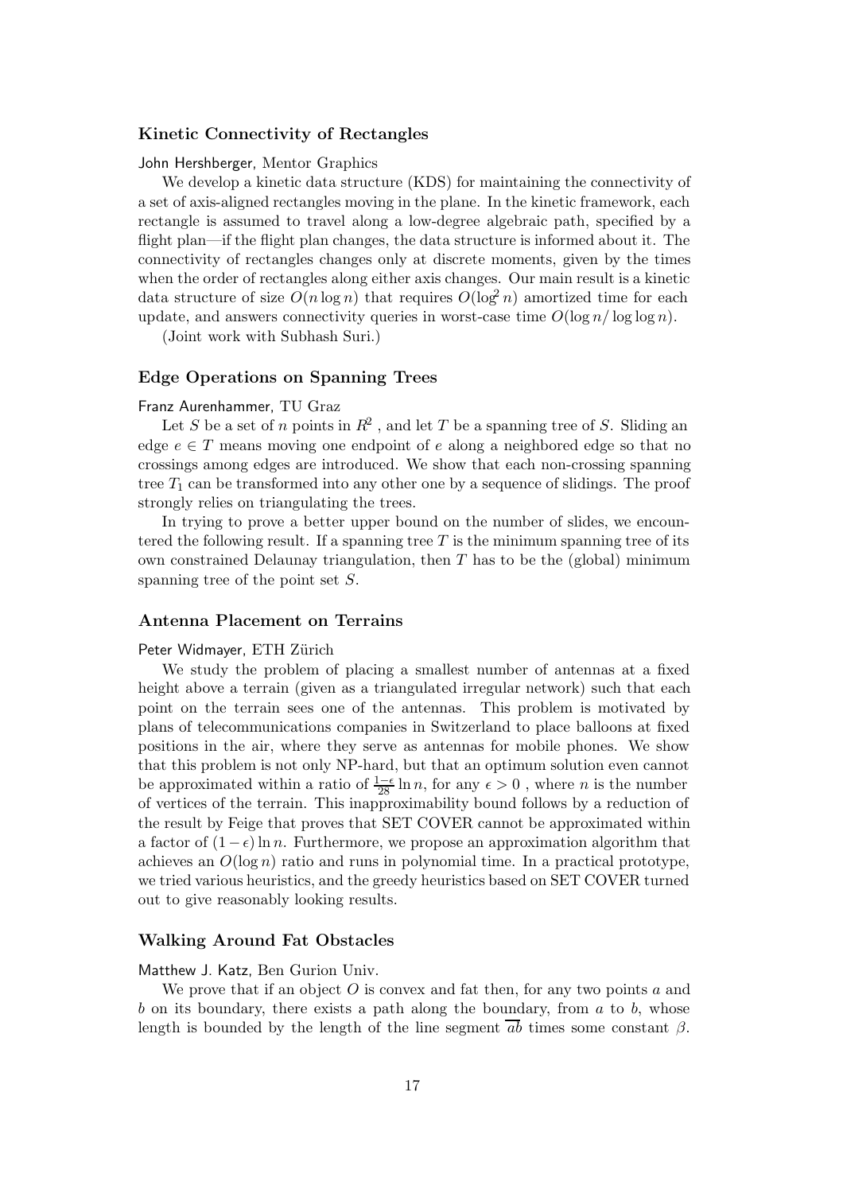### Kinetic Connectivity of Rectangles

John Hershberger, Mentor Graphics

We develop a kinetic data structure (KDS) for maintaining the connectivity of a set of axis-aligned rectangles moving in the plane. In the kinetic framework, each rectangle is assumed to travel along a low-degree algebraic path, specified by a flight plan—if the flight plan changes, the data structure is informed about it. The connectivity of rectangles changes only at discrete moments, given by the times when the order of rectangles along either axis changes. Our main result is a kinetic data structure of size $O(n \log n)$ that requires $O(\log^2 n)$ amortized time for each update, and answers connectivity queries in worst-case time $O(\log n / \log \log n)$.

(Joint work with Subhash Suri.)

### Edge Operations on Spanning Trees

Franz Aurenhammer, TU Graz

Let $S$ be a set of $n$ points in $R^2$ , and let $T$ be a spanning tree of $S$. Sliding an edge $e \in T$ means moving one endpoint of $e$ along a neighbored edge so that no crossings among edges are introduced. We show that each non-crossing spanning tree $T_1$ can be transformed into any other one by a sequence of slidings. The proof strongly relies on triangulating the trees.

In trying to prove a better upper bound on the number of slides, we encountered the following result. If a spanning tree $T$ is the minimum spanning tree of its own constrained Delaunay triangulation, then $T$ has to be the (global) minimum spanning tree of the point set $S$.

### Antenna Placement on Terrains

Peter Widmayer, ETH Zürich

We study the problem of placing a smallest number of antennas at a fixed height above a terrain (given as a triangulated irregular network) such that each point on the terrain sees one of the antennas. This problem is motivated by plans of telecommunications companies in Switzerland to place balloons at fixed positions in the air, where they serve as antennas for mobile phones. We show that this problem is not only NP-hard, but that an optimum solution even cannot be approximated within a ratio of $\frac{1-\epsilon}{28} \ln n$, for any $\epsilon > 0$ , where $n$ is the number of vertices of the terrain. This inapproximability bound follows by a reduction of the result by Feige that proves that SET COVER cannot be approximated within a factor of $(1-\epsilon)\ln n$. Furthermore, we propose an approximation algorithm that achieves an $O(\log n)$ ratio and runs in polynomial time. In a practical prototype, we tried various heuristics, and the greedy heuristics based on SET COVER turned out to give reasonably looking results.

### Walking Around Fat Obstacles

Matthew J. Katz, Ben Gurion Univ.

We prove that if an object $O$ is convex and fat then, for any two points $a$ and $b$ on its boundary, there exists a path along the boundary, from $a$ to $b$, whose length is bounded by the length of the line segment $\overline{ab}$ times some constant $\beta$.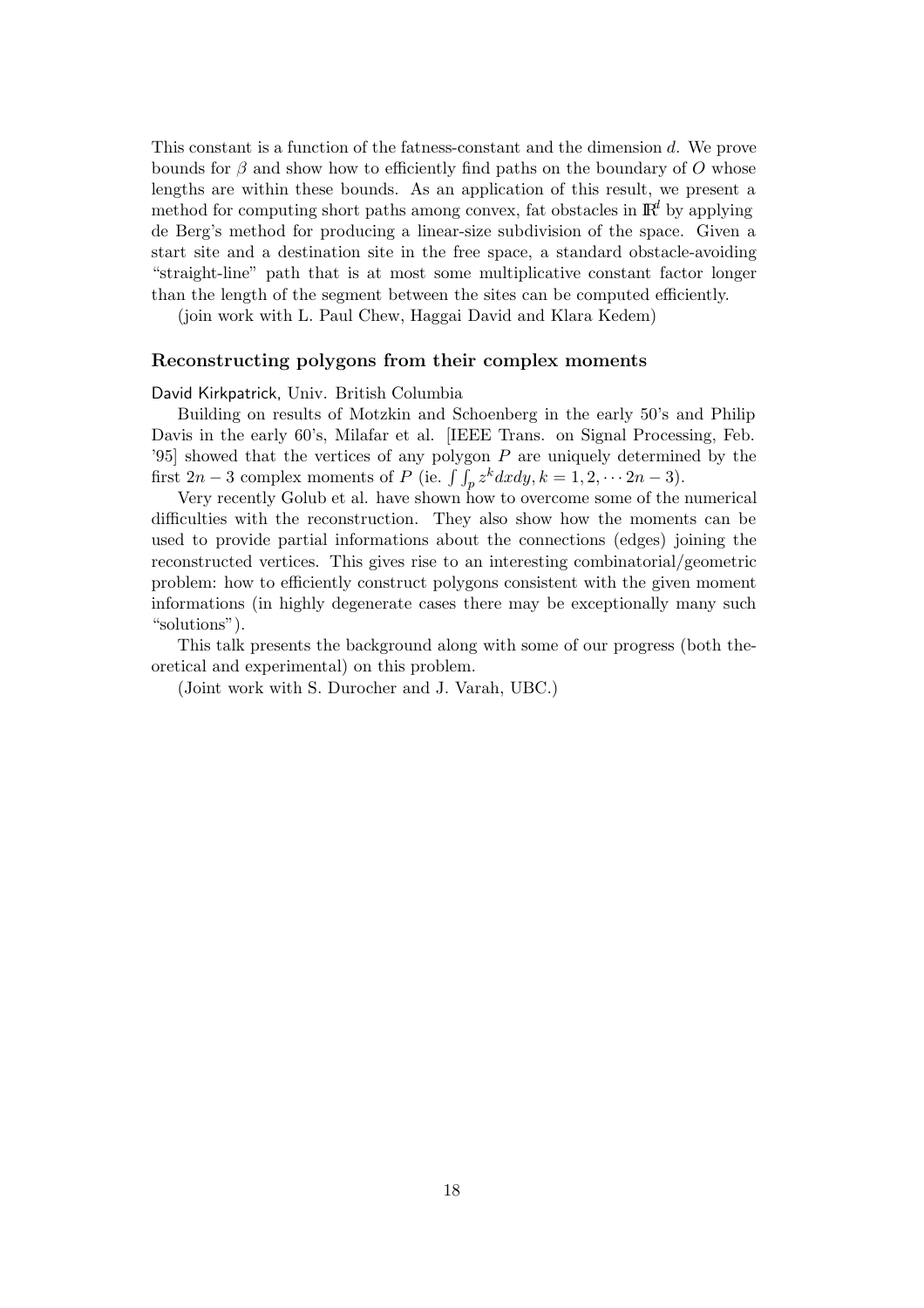This constant is a function of the fatness-constant and the dimension $d$. We prove bounds for $\beta$ and show how to efficiently find paths on the boundary of $O$ whose lengths are within these bounds. As an application of this result, we present a method for computing short paths among convex, fat obstacles in $\mathbb{R}^d$ by applying de Berg's method for producing a linear-size subdivision of the space. Given a start site and a destination site in the free space, a standard obstacle-avoiding "straight-line" path that is at most some multiplicative constant factor longer than the length of the segment between the sites can be computed efficiently.

(join work with L. Paul Chew, Haggai David and Klara Kedem)

### Reconstructing polygons from their complex moments

David Kirkpatrick, Univ. British Columbia

Building on results of Motzkin and Schoenberg in the early 50's and Philip Davis in the early 60's, Milafar et al. [IEEE Trans. on Signal Processing, Feb. '95] showed that the vertices of any polygon $P$ are uniquely determined by the first $2n-3$ complex moments of $P$ (ie. $\int\int_p z^k dxdy, k = 1, 2, \cdots 2n-3$).

Very recently Golub et al. have shown how to overcome some of the numerical difficulties with the reconstruction. They also show how the moments can be used to provide partial informations about the connections (edges) joining the reconstructed vertices. This gives rise to an interesting combinatorial/geometric problem: how to efficiently construct polygons consistent with the given moment informations (in highly degenerate cases there may be exceptionally many such "solutions").

This talk presents the background along with some of our progress (both theoretical and experimental) on this problem.

(Joint work with S. Durocher and J. Varah, UBC.)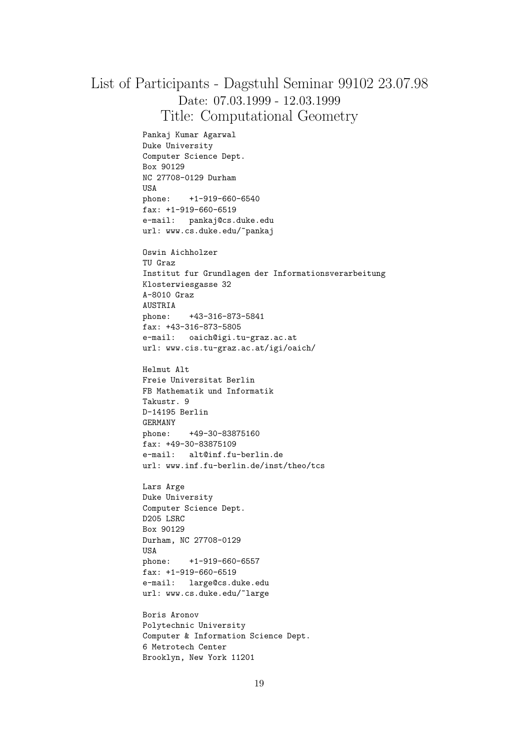# List of Participants - Dagstuhl Seminar 99102 23.07.98

## Date: 07.03.1999 - 12.03.1999

## Title: Computational Geometry

Pankaj Kumar Agarwal
Duke University
Computer Science Dept.
Box 90129
NC 27708-0129 Durham
USA
phone: +1-919-660-6540
fax: +1-919-660-6519
e-mail: pankaj@cs.duke.edu
url: www.cs.duke.edu/~pankaj

Oswin Aichholzer
TU Graz
Institut fur Grundlagen der Informationsverarbeitung
Klosterwiesgasse 32
A-8010 Graz
AUSTRIA
phone: +43-316-873-5841
fax: +43-316-873-5805
e-mail: oaich@igi.tu-graz.ac.at
url: www.cis.tu-graz.ac.at/igi/oaich/

Helmut Alt
Freie Universitat Berlin
FB Mathematik und Informatik
Takustr. 9
D-14195 Berlin
GERMANY
phone: +49-30-83875160
fax: +49-30-83875109
e-mail: alt@inf.fu-berlin.de
url: www.inf.fu-berlin.de/inst/theo/tcs

Lars Arge
Duke University
Computer Science Dept.
D205 LSRC
Box 90129
Durham, NC 27708-0129
USA
phone: +1-919-660-6557
fax: +1-919-660-6519
e-mail: large@cs.duke.edu
url: www.cs.duke.edu/~large

Boris Aronov
Polytechnic University
Computer & Information Science Dept.
6 Metrotech Center
Brooklyn, New York 11201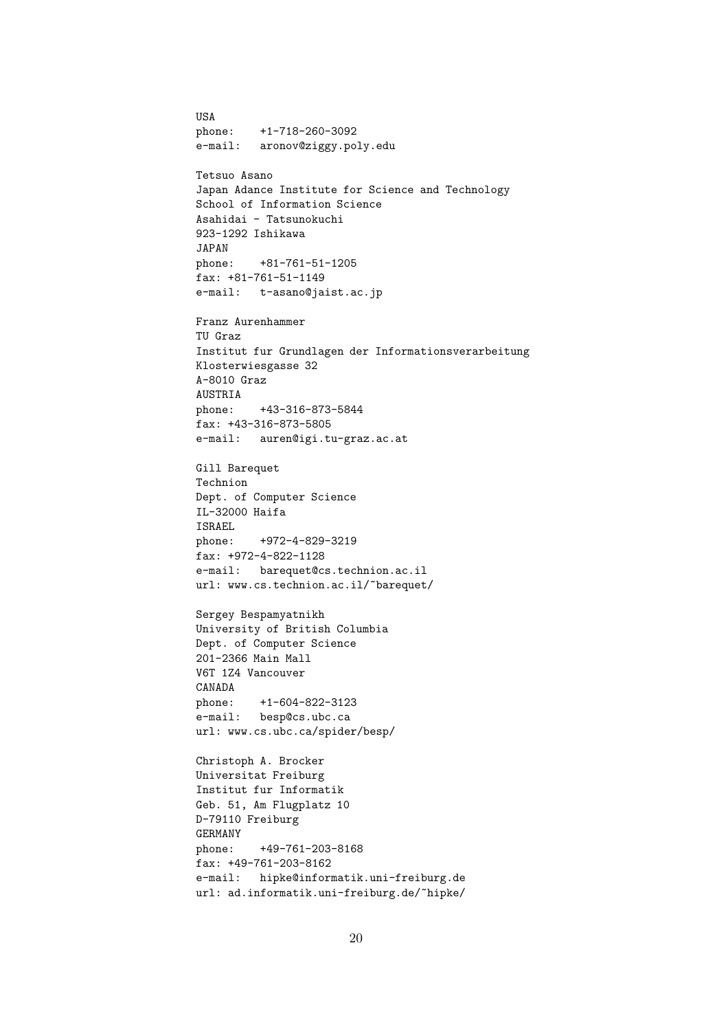USA
phone: +1-718-260-3092
e-mail: aronov@ziggy.poly.edu

Tetsuo Asano
Japan Adance Institute for Science and Technology
School of Information Science
Asahidai - Tatsunokuchi
923-1292 Ishikawa
JAPAN
phone: +81-761-51-1205
fax: +81-761-51-1149
e-mail: t-asano@jaist.ac.jp

Franz Aurenhammer
TU Graz
Institut fur Grundlagen der Informationsverarbeitung
Klosterwiesgasse 32
A-8010 Graz
AUSTRIA
phone: +43-316-873-5844
fax: +43-316-873-5805
e-mail: auren@igi.tu-graz.ac.at

Gill Barequet
Technion
Dept. of Computer Science
IL-32000 Haifa
ISRAEL
phone: +972-4-829-3219
fax: +972-4-822-1128
e-mail: barequet@cs.technion.ac.il
url: www.cs.technion.ac.il/~barequet/

Sergey Bespamyatnikh
University of British Columbia
Dept. of Computer Science
201-2366 Main Mall
V6T 1Z4 Vancouver
CANADA
phone: +1-604-822-3123
e-mail: besp@cs.ubc.ca
url: www.cs.ubc.ca/spider/besp/

Christoph A. Brocker
Universitat Freiburg
Institut fur Informatik
Geb. 51, Am Flugplatz 10
D-79110 Freiburg
GERMANY
phone: +49-761-203-8168
fax: +49-761-203-8162
e-mail: hipke@informatik.uni-freiburg.de
url: ad.informatik.uni-freiburg.de/~hipke/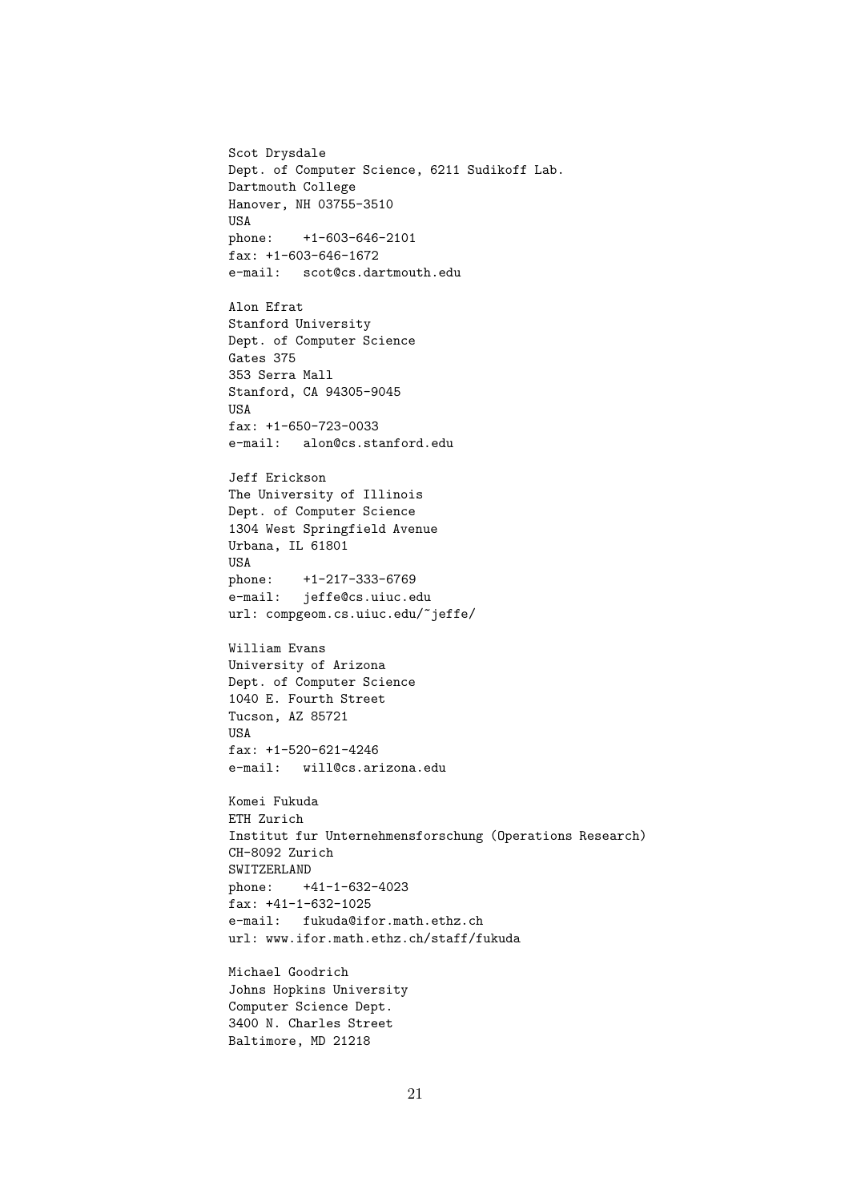Scot Drysdale  
Dept. of Computer Science, 6211 Sudikoff Lab.  
Dartmouth College  
Hanover, NH 03755-3510  
USA  
phone: +1-603-646-2101  
fax: +1-603-646-1672  
e-mail: scot@cs.dartmouth.edu

Alon Efrat  
Stanford University  
Dept. of Computer Science  
Gates 375  
353 Serra Mall  
Stanford, CA 94305-9045  
USA  
fax: +1-650-723-0033  
e-mail: alon@cs.stanford.edu

Jeff Erickson  
The University of Illinois  
Dept. of Computer Science  
1304 West Springfield Avenue  
Urbana, IL 61801  
USA  
phone: +1-217-333-6769  
e-mail: jeffe@cs.uiuc.edu  
url: compgeom.cs.uiuc.edu/~jeffe/

William Evans  
University of Arizona  
Dept. of Computer Science  
1040 E. Fourth Street  
Tucson, AZ 85721  
USA  
fax: +1-520-621-4246  
e-mail: will@cs.arizona.edu

Komei Fukuda  
ETH Zurich  
Institut fur Unternehmensforschung (Operations Research)  
CH-8092 Zurich  
SWITZERLAND  
phone: +41-1-632-4023  
fax: +41-1-632-1025  
e-mail: fukuda@ifor.math.ethz.ch  
url: www.ifor.math.ethz.ch/staff/fukuda

Michael Goodrich  
Johns Hopkins University  
Computer Science Dept.  
3400 N. Charles Street  
Baltimore, MD 21218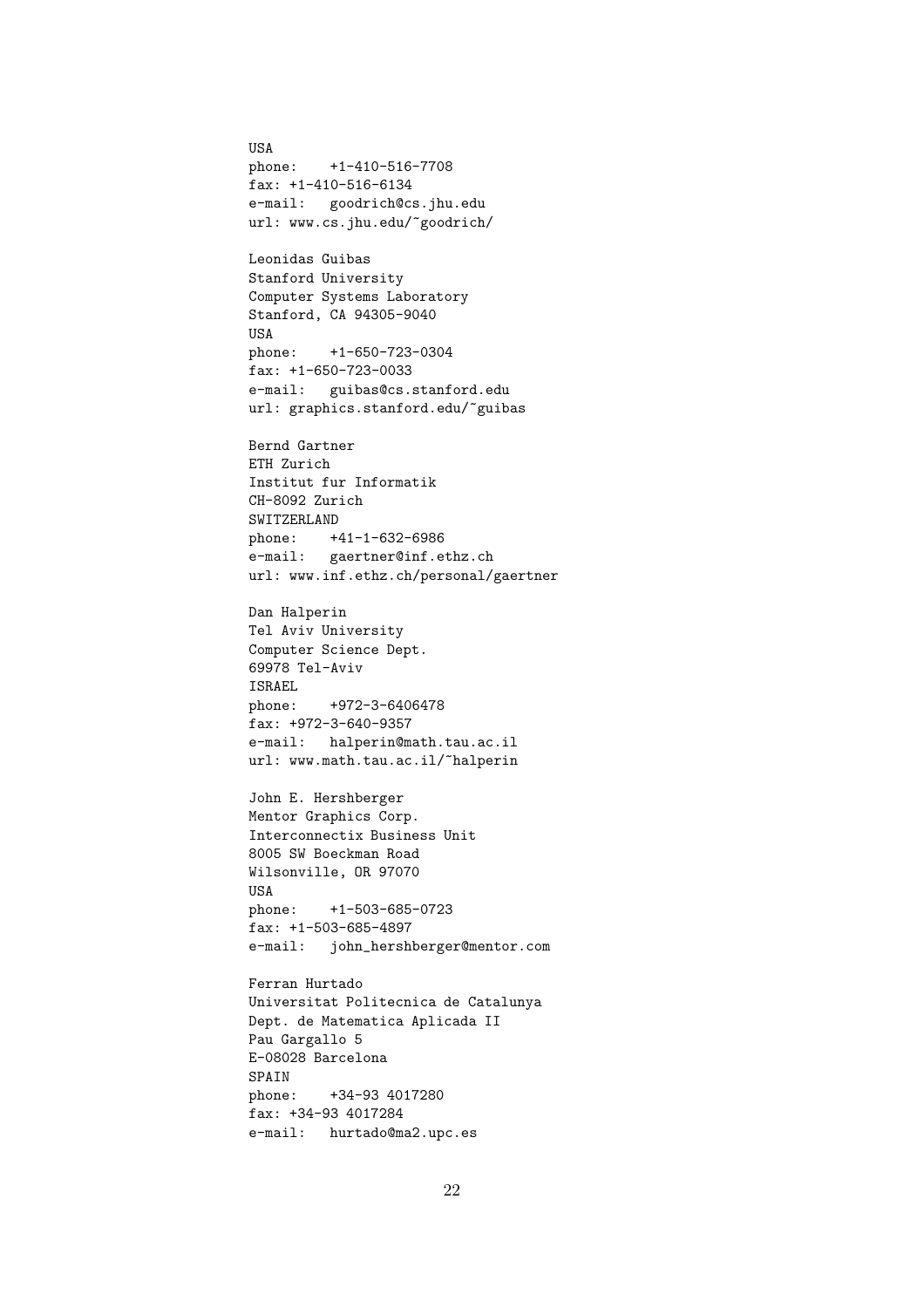USA
phone: +1-410-516-7708
fax: +1-410-516-6134
e-mail: goodrich@cs.jhu.edu
url: www.cs.jhu.edu/~goodrich/

Leonidas Guibas
Stanford University
Computer Systems Laboratory
Stanford, CA 94305-9040
USA
phone: +1-650-723-0304
fax: +1-650-723-0033
e-mail: guibas@cs.stanford.edu
url: graphics.stanford.edu/~guibas

Bernd Gartner
ETH Zurich
Institut fur Informatik
CH-8092 Zurich
SWITZERLAND
phone: +41-1-632-6986
e-mail: gaertner@inf.ethz.ch
url: www.inf.ethz.ch/personal/gaertner

Dan Halperin
Tel Aviv University
Computer Science Dept.
69978 Tel-Aviv
ISRAEL
phone: +972-3-6406478
fax: +972-3-640-9357
e-mail: halperin@math.tau.ac.il
url: www.math.tau.ac.il/~halperin

John E. Hershberger
Mentor Graphics Corp.
Interconnectix Business Unit
8005 SW Boeckman Road
Wilsonville, OR 97070
USA
phone: +1-503-685-0723
fax: +1-503-685-4897
e-mail: john_hershberger@mentor.com

Ferran Hurtado
Universitat Politecnica de Catalunya
Dept. de Matematica Aplicada II
Pau Gargallo 5
E-08028 Barcelona
SPAIN
phone: +34-93 4017280
fax: +34-93 4017284
e-mail: hurtado@ma2.upc.es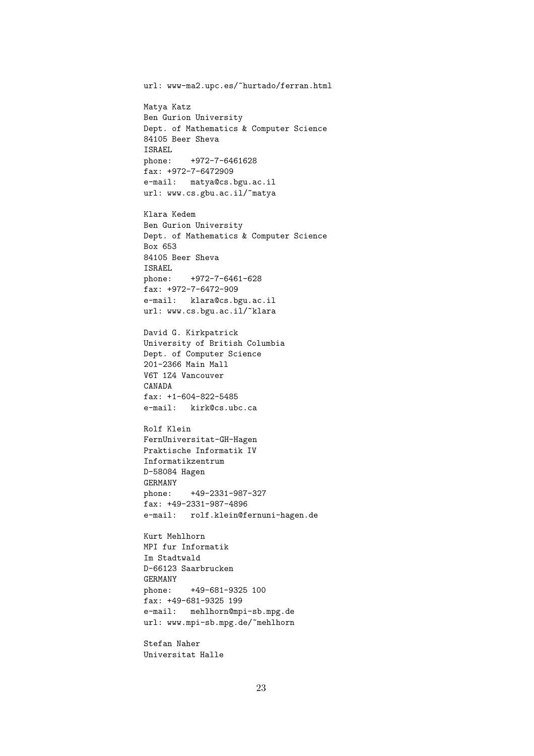url: www-ma2.upc.es/~hurtado/ferran.html

Matya Katz
Ben Gurion University
Dept. of Mathematics & Computer Science
84105 Beer Sheva
ISRAEL
phone: +972-7-6461628
fax: +972-7-6472909
e-mail: matya@cs.bgu.ac.il
url: www.cs.gbu.ac.il/~matya

Klara Kedem
Ben Gurion University
Dept. of Mathematics & Computer Science
Box 653
84105 Beer Sheva
ISRAEL
phone: +972-7-6461-628
fax: +972-7-6472-909
e-mail: klara@cs.bgu.ac.il
url: www.cs.bgu.ac.il/~klara

David G. Kirkpatrick
University of British Columbia
Dept. of Computer Science
201-2366 Main Mall
V6T 1Z4 Vancouver
CANADA
fax: +1-604-822-5485
e-mail: kirk@cs.ubc.ca

Rolf Klein
FernUniversitat-GH-Hagen
Praktische Informatik IV
Informatikzentrum
D-58084 Hagen
GERMANY
phone: +49-2331-987-327
fax: +49-2331-987-4896
e-mail: rolf.klein@fernuni-hagen.de

Kurt Mehlhorn
MPI fur Informatik
Im Stadtwald
D-66123 Saarbrucken
GERMANY
phone: +49-681-9325 100
fax: +49-681-9325 199
e-mail: mehlhorn@mpi-sb.mpg.de
url: www.mpi-sb.mpg.de/~mehlhorn

Stefan Naher
Universitat Halle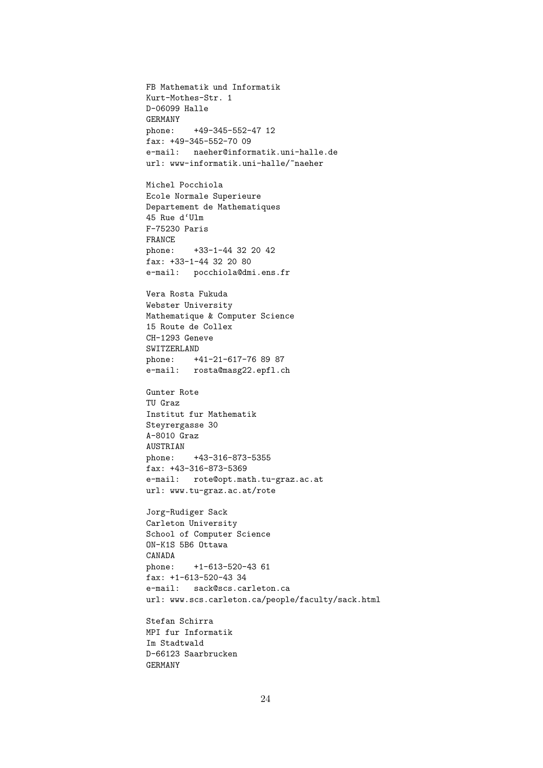FB Mathematik und Informatik
Kurt-Mothes-Str. 1
D-06099 Halle
GERMANY
phone: +49-345-552-47 12
fax: +49-345-552-70 09
e-mail: naeher@informatik.uni-halle.de
url: www-informatik.uni-halle/~naeher

Michel Pocchiola
Ecole Normale Superieure
Departement de Mathematiques
45 Rue d'Ulm
F-75230 Paris
FRANCE
phone: +33-1-44 32 20 42
fax: +33-1-44 32 20 80
e-mail: pocchiola@dmi.ens.fr

Vera Rosta Fukuda
Webster University
Mathematique & Computer Science
15 Route de Collex
CH-1293 Geneve
SWITZERLAND
phone: +41-21-617-76 89 87
e-mail: rosta@masg22.epfl.ch

Gunter Rote
TU Graz
Institut fur Mathematik
Steyrergasse 30
A-8010 Graz
AUSTRIAN
phone: +43-316-873-5355
fax: +43-316-873-5369
e-mail: rote@opt.math.tu-graz.ac.at
url: www.tu-graz.ac.at/rote

Jorg-Rudiger Sack
Carleton University
School of Computer Science
ON-K1S 5B6 Ottawa
CANADA
phone: +1-613-520-43 61
fax: +1-613-520-43 34
e-mail: sack@scs.carleton.ca
url: www.scs.carleton.ca/people/faculty/sack.html

Stefan Schirra
MPI fur Informatik
Im Stadtwald
D-66123 Saarbrucken
GERMANY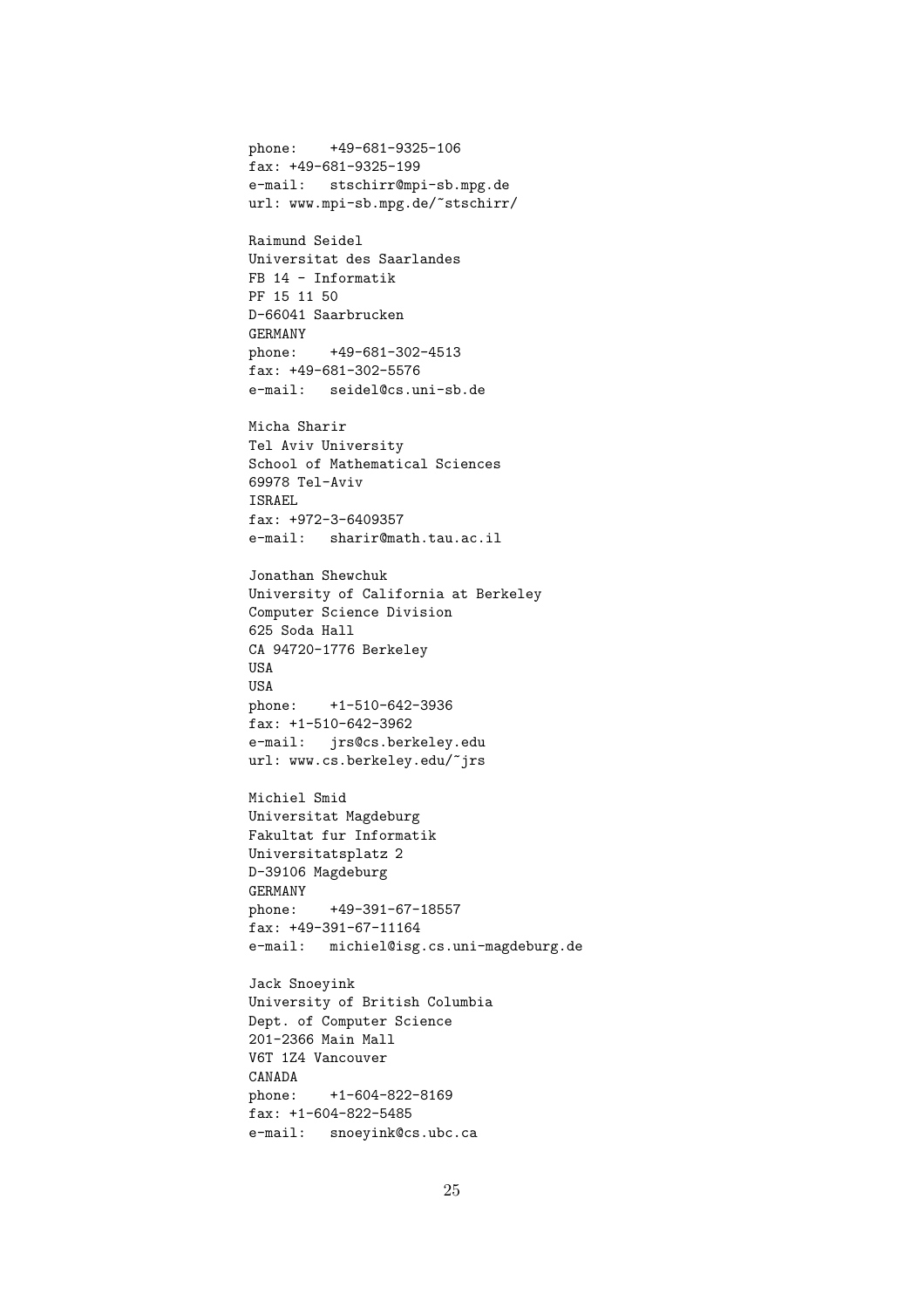phone: +49-681-9325-106
fax: +49-681-9325-199
e-mail: stschirr@mpi-sb.mpg.de
url: www.mpi-sb.mpg.de/~stschirr/

Raimund Seidel
Universitat des Saarlandes
FB 14 - Informatik
PF 15 11 50
D-66041 Saarbrucken
GERMANY
phone: +49-681-302-4513
fax: +49-681-302-5576
e-mail: seidel@cs.uni-sb.de

Micha Sharir
Tel Aviv University
School of Mathematical Sciences
69978 Tel-Aviv
ISRAEL
fax: +972-3-6409357
e-mail: sharir@math.tau.ac.il

Jonathan Shewchuk
University of California at Berkeley
Computer Science Division
625 Soda Hall
CA 94720-1776 Berkeley
USA
USA
phone: +1-510-642-3936
fax: +1-510-642-3962
e-mail: jrs@cs.berkeley.edu
url: www.cs.berkeley.edu/~jrs

Michiel Smid
Universitat Magdeburg
Fakultat fur Informatik
Universitatsplatz 2
D-39106 Magdeburg
GERMANY
phone: +49-391-67-18557
fax: +49-391-67-11164
e-mail: michiel@isg.cs.uni-magdeburg.de

Jack Snoeyink
University of British Columbia
Dept. of Computer Science
201-2366 Main Mall
V6T 1Z4 Vancouver
CANADA
phone: +1-604-822-8169
fax: +1-604-822-5485
e-mail: snoeyink@cs.ubc.ca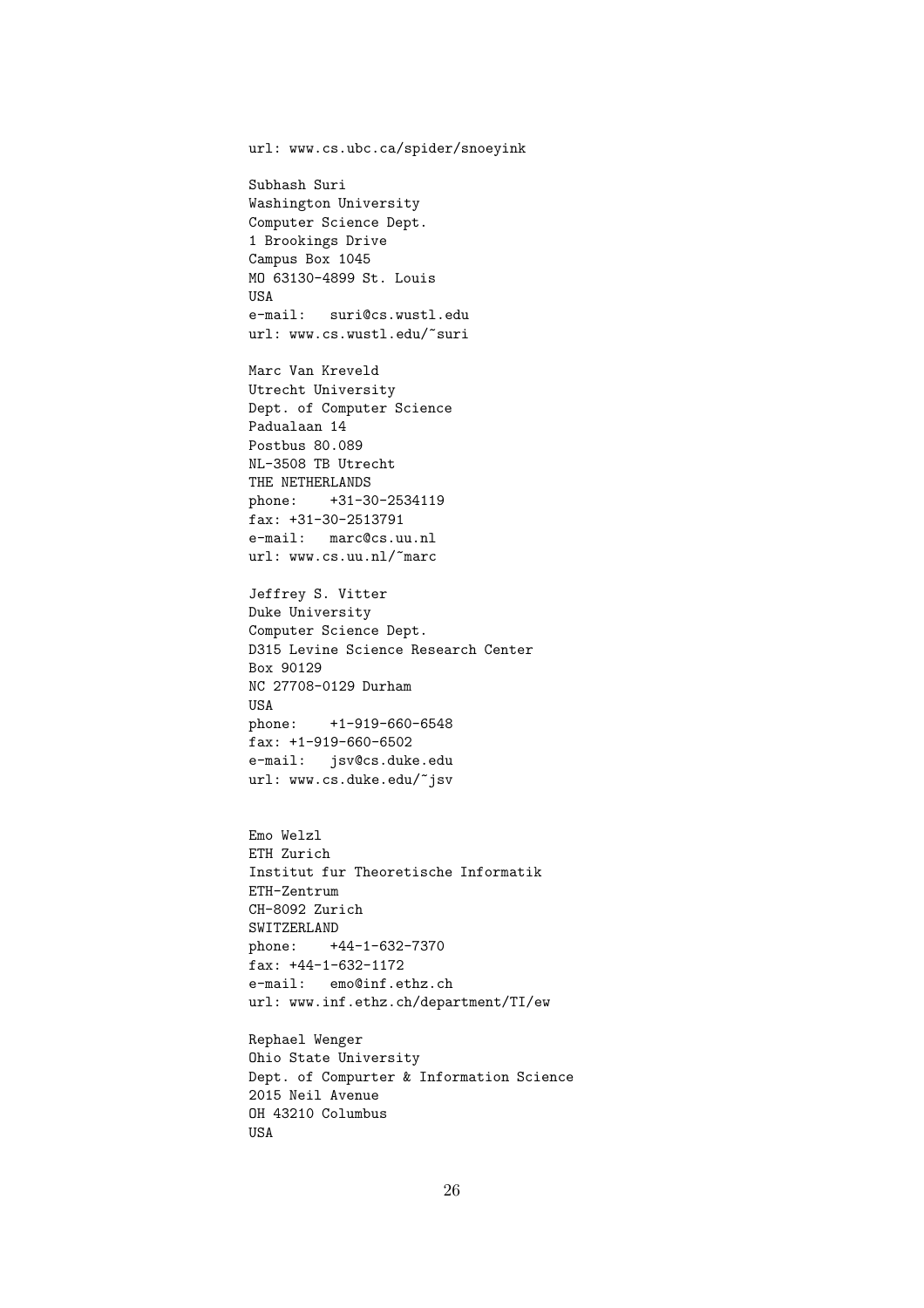url: www.cs.ubc.ca/spider/snoeyink

Subhash Suri  
Washington University  
Computer Science Dept.  
1 Brookings Drive  
Campus Box 1045  
MO 63130-4899 St. Louis  
USA  
e-mail: suri@cs.wustl.edu  
url: www.cs.wustl.edu/~suri

Marc Van Kreveld  
Utrecht University  
Dept. of Computer Science  
Padualaan 14  
Postbus 80.089  
NL-3508 TB Utrecht  
THE NETHERLANDS  
phone: +31-30-2534119  
fax: +31-30-2513791  
e-mail: marc@cs.uu.nl  
url: www.cs.uu.nl/~marc

Jeffrey S. Vitter  
Duke University  
Computer Science Dept.  
D315 Levine Science Research Center  
Box 90129  
NC 27708-0129 Durham  
USA  
phone: +1-919-660-6548  
fax: +1-919-660-6502  
e-mail: jsv@cs.duke.edu  
url: www.cs.duke.edu/~jsv

Emo Welzl  
ETH Zurich  
Institut fur Theoretische Informatik  
ETH-Zentrum  
CH-8092 Zurich  
SWITZERLAND  
phone: +44-1-632-7370  
fax: +44-1-632-1172  
e-mail: emo@inf.ethz.ch  
url: www.inf.ethz.ch/department/TI/ew

Rephael Wenger  
Ohio State University  
Dept. of Compurter & Information Science  
2015 Neil Avenue  
OH 43210 Columbus  
USA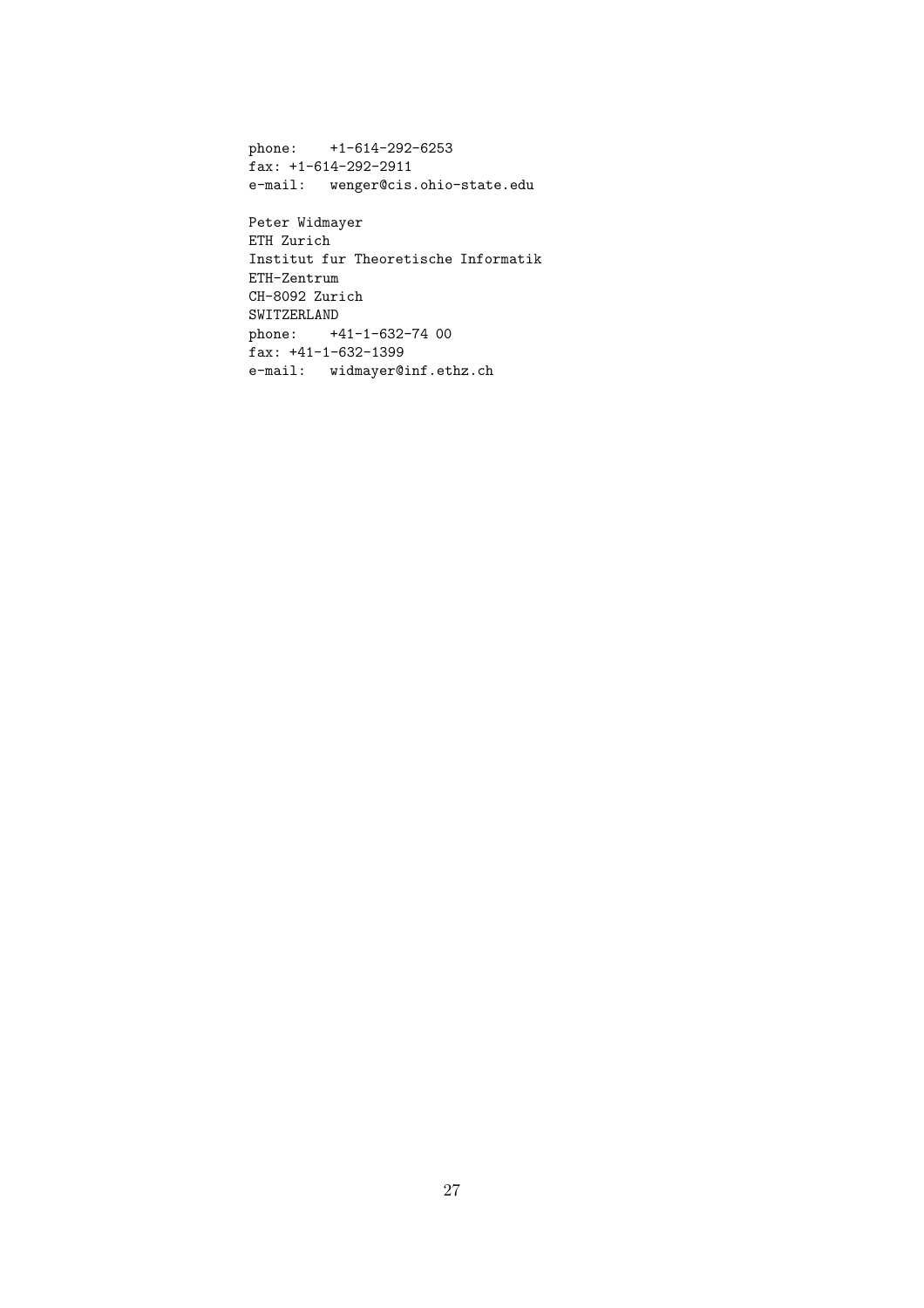phone: +1-614-292-6253
fax: +1-614-292-2911
e-mail: wenger@cis.ohio-state.edu

Peter Widmayer
ETH Zurich
Institut fur Theoretische Informatik
ETH-Zentrum
CH-8092 Zurich
SWITZERLAND
phone: +41-1-632-74 00
fax: +41-1-632-1399
e-mail: widmayer@inf.ethz.ch